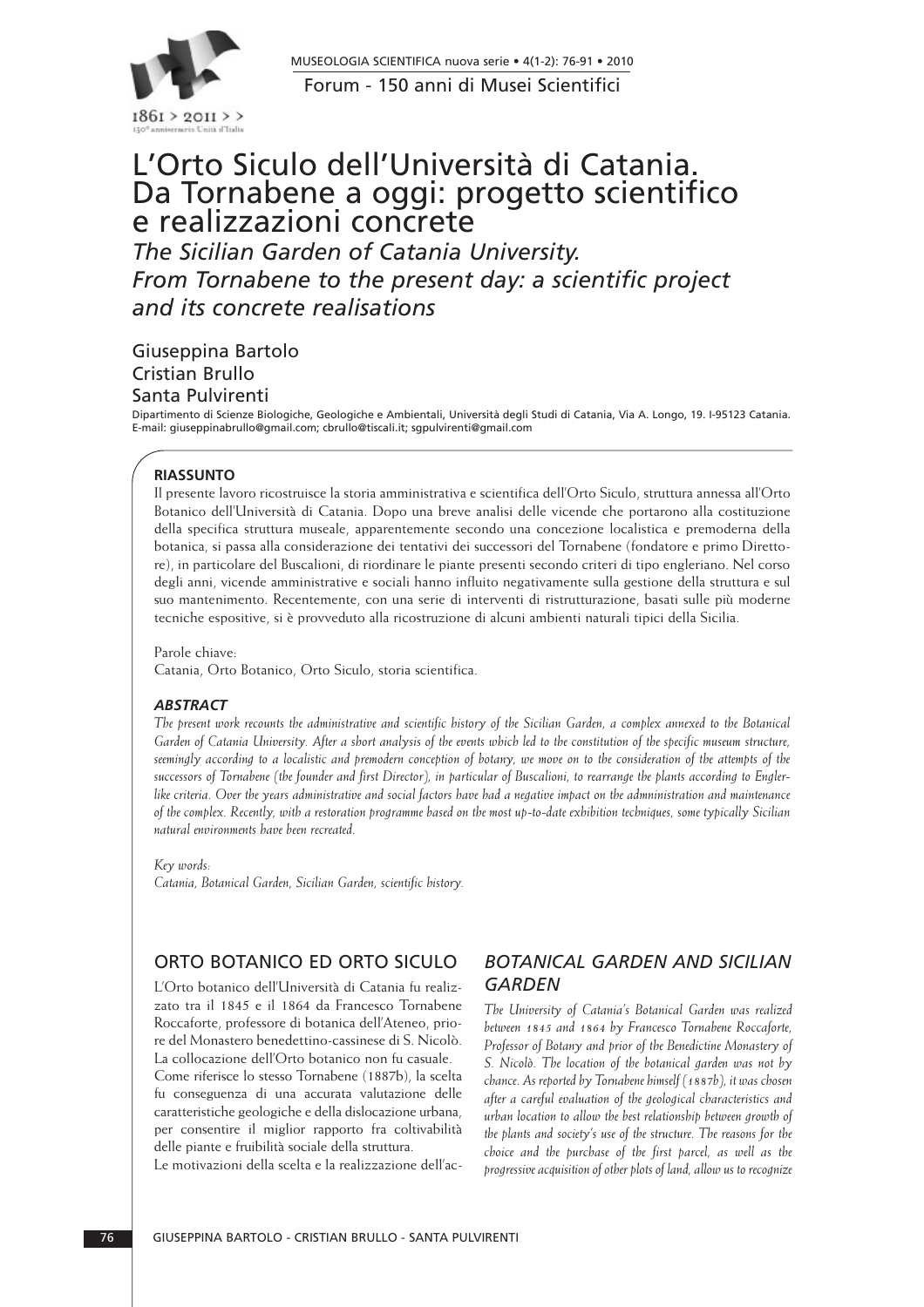Forum - 150 anni di Musei Scientifici

# L'Orto Siculo dell'Università di Catania. Da Tornabene a oggi: progetto scientifico e realizzazioni concrete

## *The Sicilian Garden of Catania University. From Tornabene to the present day: a scientific project and its concrete realisations*

Giuseppina Bartolo
Cristian Brullo
Santa Pulvirenti

Dipartimento di Scienze Biologiche, Geologiche e Ambientali, Università degli Studi di Catania, Via A. Longo, 19. I-95123 Catania.
E-mail: giuseppinabrullo@gmail.com; cbrullo@tiscali.it; sgpulvirenti@gmail.com

**RIASSUNTO**

Il presente lavoro ricostruisce la storia amministrativa e scientifica dell'Orto Siculo, struttura annessa all'Orto Botanico dell'Università di Catania. Dopo una breve analisi delle vicende che portarono alla costituzione della specifica struttura museale, apparentemente secondo una concezione localistica e premoderna della botanica, si passa alla considerazione dei tentativi dei successori del Tornabene (fondatore e primo Direttore), in particolare del Buscalioni, di riordinare le piante presenti secondo criteri di tipo engleriano. Nel corso degli anni, vicende amministrative e sociali hanno influito negativamente sulla gestione della struttura e sul suo mantenimento. Recentemente, con una serie di interventi di ristrutturazione, basati sulle più moderne tecniche espositive, si è provveduto alla ricostruzione di alcuni ambienti naturali tipici della Sicilia.

Parole chiave:
Catania, Orto Botanico, Orto Siculo, storia scientifica.

***ABSTRACT***

*The present work recounts the administrative and scientific history of the Sicilian Garden, a complex annexed to the Botanical Garden of Catania University. After a short analysis of the events which led to the constitution of the specific museum structure, seemingly according to a localistic and premodern conception of botany, we move on to the consideration of the attempts of the successors of Tornabene (the founder and first Director), in particular of Buscalioni, to rearrange the plants according to Engler-like criteria. Over the years administrative and social factors have had a negative impact on the admninistration and maintenance of the complex. Recently, with a restoration programme based on the most up-to-date exhibition techniques, some typically Sicilian natural environments have been recreated.*

*Key words:*
*Catania, Botanical Garden, Sicilian Garden, scientific history.*

## ORTO BOTANICO ED ORTO SICULO

L'Orto botanico dell'Università di Catania fu realizzato tra il 1845 e il 1864 da Francesco Tornabene Roccaforte, professore di botanica dell'Ateneo, priore del Monastero benedettino-cassinese di S. Nicolò. La collocazione dell'Orto botanico non fu casuale. Come riferisce lo stesso Tornabene (1887b), la scelta fu conseguenza di una accurata valutazione delle caratteristiche geologiche e della dislocazione urbana, per consentire il miglior rapporto fra coltivabilità delle piante e fruibilità sociale della struttura.
Le motivazioni della scelta e la realizzazione dell'ac-

## *BOTANICAL GARDEN AND SICILIAN GARDEN*

*The University of Catania's Botanical Garden was realized between 1845 and 1864 by Francesco Tornabene Roccaforte, Professor of Botany and prior of the Benedictine Monastery of S. Nicolò. The location of the botanical garden was not by chance. As reported by Tornabene himself (1887b), it was chosen after a careful evaluation of the geological characteristics and urban location to allow the best relationship between growth of the plants and society's use of the structure. The reasons for the choice and the purchase of the first parcel, as well as the progressive acquisition of other plots of land, allow us to recognize*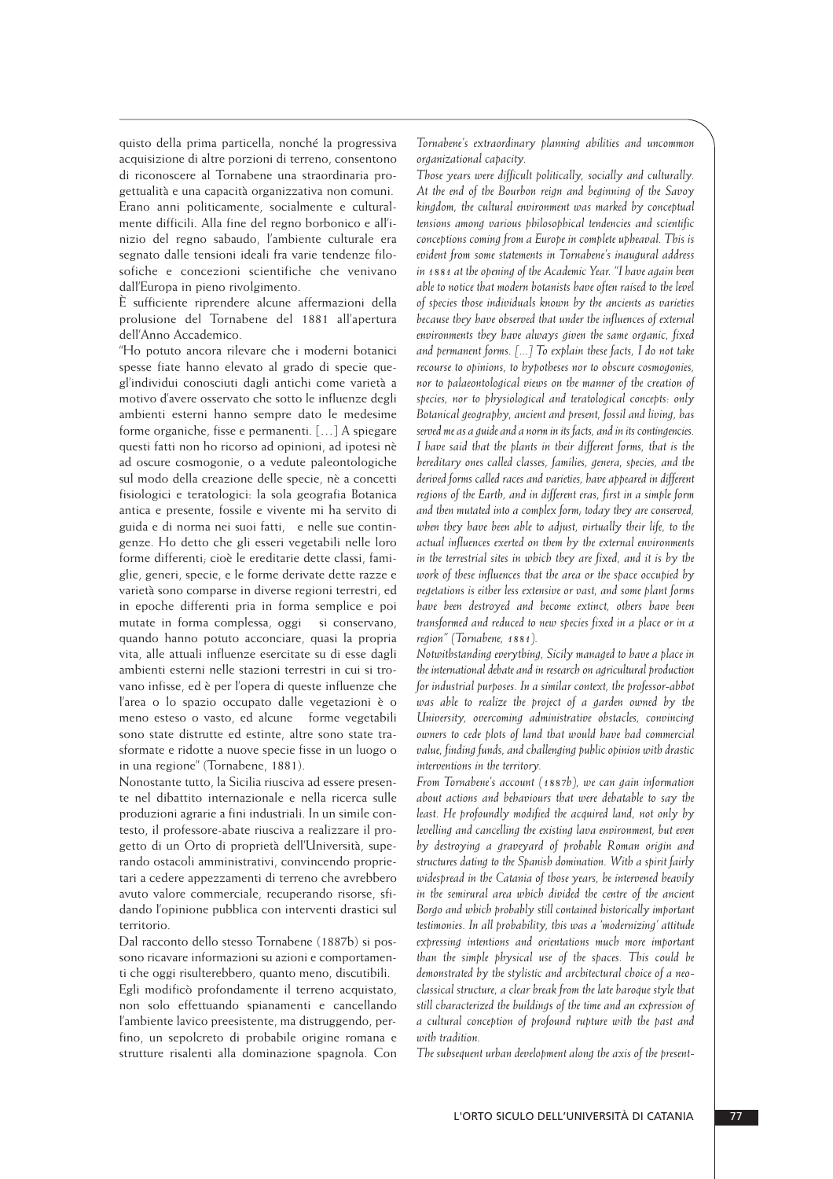quisto della prima particella, nonché la progressiva acquisizione di altre porzioni di terreno, consentono di riconoscere al Tornabene una straordinaria progettualità e una capacità organizzativa non comuni.

Erano anni politicamente, socialmente e culturalmente difficili. Alla fine del regno borbonico e all'inizio del regno sabaudo, l'ambiente culturale era segnato dalle tensioni ideali fra varie tendenze filosofiche e concezioni scientifiche che venivano dall'Europa in pieno rivolgimento.

È sufficiente riprendere alcune affermazioni della prolusione del Tornabene del 1881 all'apertura dell'Anno Accademico.

"Ho potuto ancora rilevare che i moderni botanici spesse fiate hanno elevato al grado di specie quegl'individui conosciuti dagli antichi come varietà a motivo d'avere osservato che sotto le influenze degli ambienti esterni hanno sempre dato le medesime forme organiche, fisse e permanenti. [...] A spiegare questi fatti non ho ricorso ad opinioni, ad ipotesi nè ad oscure cosmogonie, o a vedute paleontologiche sul modo della creazione delle specie, nè a concetti fisiologici e teratologici: la sola geografia Botanica antica e presente, fossile e vivente mi ha servito di guida e di norma nei suoi fatti, e nelle sue contingenze. Ho detto che gli esseri vegetabili nelle loro forme differenti; cioè le ereditarie dette classi, famiglie, generi, specie, e le forme derivate dette razze e varietà sono comparse in diverse regioni terrestri, ed in epoche differenti pria in forma semplice e poi mutate in forma complessa, oggi si conservano, quando hanno potuto acconciare, quasi la propria vita, alle attuali influenze esercitate su di esse dagli ambienti esterni nelle stazioni terrestri in cui si trovano infisse, ed è per l'opera di queste influenze che l'area o lo spazio occupato dalle vegetazioni è o meno esteso o vasto, ed alcune forme vegetabili sono state distrutte ed estinte, altre sono state trasformate e ridotte a nuove specie fisse in un luogo o in una regione" (Tornabene, 1881).

Nonostante tutto, la Sicilia riusciva ad essere presente nel dibattito internazionale e nella ricerca sulle produzioni agrarie a fini industriali. In un simile contesto, il professore-abate riusciva a realizzare il progetto di un Orto di proprietà dell'Università, superando ostacoli amministrativi, convincendo proprietari a cedere appezzamenti di terreno che avrebbero avuto valore commerciale, recuperando risorse, sfidando l'opinione pubblica con interventi drastici sul territorio.

Dal racconto dello stesso Tornabene (1887b) si possono ricavare informazioni su azioni e comportamenti che oggi risulterebbero, quanto meno, discutibili.

Egli modificò profondamente il terreno acquistato, non solo effettuando spianamenti e cancellando l'ambiente lavico preesistente, ma distruggendo, perfino, un sepolcreto di probabile origine romana e strutture risalenti alla dominazione spagnola. Con

*Tornabene's extraordinary planning abilities and uncommon organizational capacity.*

*Those years were difficult politically, socially and culturally. At the end of the Bourbon reign and beginning of the Savoy kingdom, the cultural environment was marked by conceptual tensions among various philosophical tendencies and scientific conceptions coming from a Europe in complete upheaval. This is evident from some statements in Tornabene's inaugural address in 1881 at the opening of the Academic Year. "I have again been able to notice that modern botanists have often raised to the level of species those individuals known by the ancients as varieties because they have observed that under the influences of external environments they have always given the same organic, fixed and permanent forms. [...] To explain these facts, I do not take recourse to opinions, to hypotheses nor to obscure cosmogonies, nor to palaeontological views on the manner of the creation of species, nor to physiological and teratological concepts: only Botanical geography, ancient and present, fossil and living, has served me as a guide and a norm in its facts, and in its contingencies. I have said that the plants in their different forms, that is the hereditary ones called classes, families, genera, species, and the derived forms called races and varieties, have appeared in different regions of the Earth, and in different eras, first in a simple form and then mutated into a complex form; today they are conserved, when they have been able to adjust, virtually their life, to the actual influences exerted on them by the external environments in the terrestrial sites in which they are fixed, and it is by the work of these influences that the area or the space occupied by vegetations is either less extensive or vast, and some plant forms have been destroyed and become extinct, others have been transformed and reduced to new species fixed in a place or in a region" (Tornabene, 1881).*

*Notwithstanding everything, Sicily managed to have a place in the international debate and in research on agricultural production for industrial purposes. In a similar context, the professor-abbot was able to realize the project of a garden owned by the University, overcoming administrative obstacles, convincing owners to cede plots of land that would have had commercial value, finding funds, and challenging public opinion with drastic interventions in the territory.*

*From Tornabene's account (1887b), we can gain information about actions and behaviours that were debatable to say the least. He profoundly modified the acquired land, not only by levelling and cancelling the existing lava environment, but even by destroying a graveyard of probable Roman origin and structures dating to the Spanish domination. With a spirit fairly widespread in the Catania of those years, he intervened heavily in the semirural area which divided the centre of the ancient Borgo and which probably still contained historically important testimonies. In all probability, this was a 'modernizing' attitude expressing intentions and orientations much more important than the simple physical use of the spaces. This could be demonstrated by the stylistic and architectural choice of a neo-classical structure, a clear break from the late baroque style that still characterized the buildings of the time and an expression of a cultural conception of profound rupture with the past and with tradition.*

*The subsequent urban development along the axis of the present-*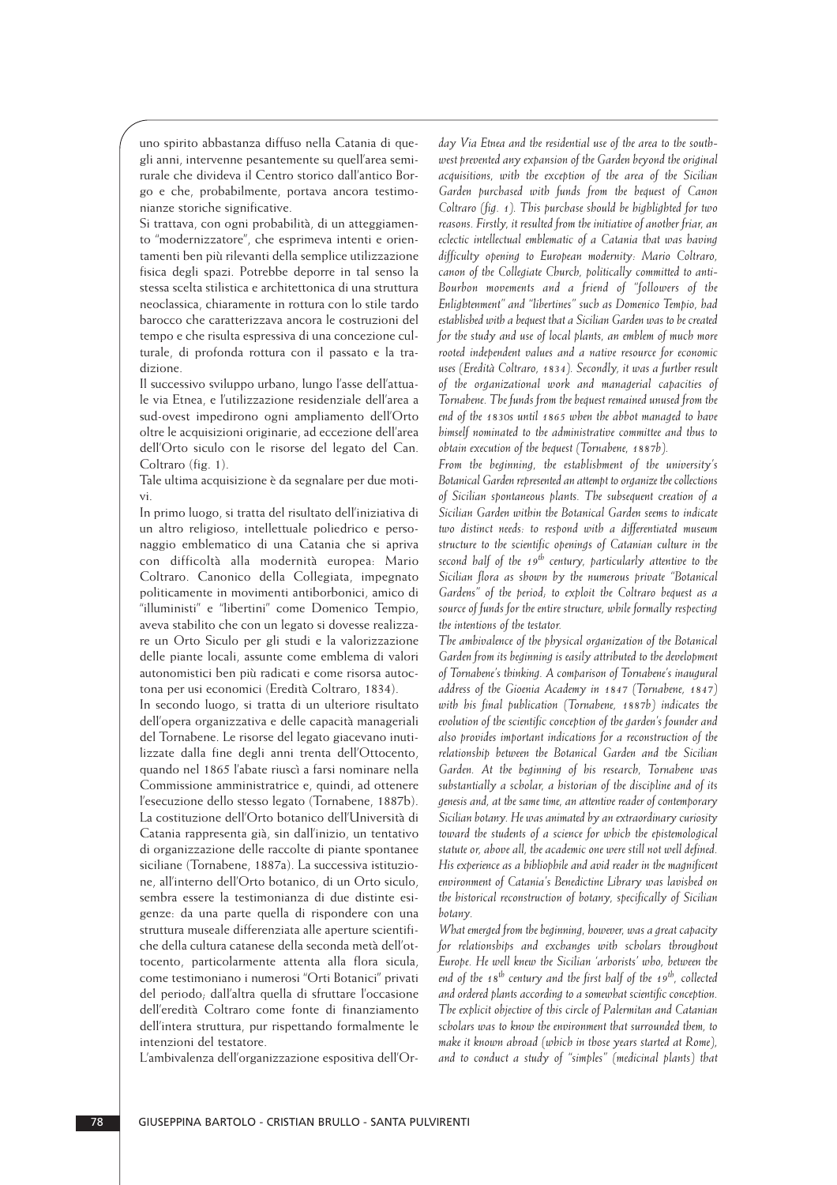uno spirito abbastanza diffuso nella Catania di quegli anni, intervenne pesantemente su quell'area semirurale che divideva il Centro storico dall'antico Borgo e che, probabilmente, portava ancora testimonianze storiche significative.

Si trattava, con ogni probabilità, di un atteggiamento "modernizzatore", che esprimeva intenti e orientamenti ben più rilevanti della semplice utilizzazione fisica degli spazi. Potrebbe deporre in tal senso la stessa scelta stilistica e architettonica di una struttura neoclassica, chiaramente in rottura con lo stile tardo barocco che caratterizzava ancora le costruzioni del tempo e che risulta espressiva di una concezione culturale, di profonda rottura con il passato e la tradizione.

Il successivo sviluppo urbano, lungo l'asse dell'attuale via Etnea, e l'utilizzazione residenziale dell'area a sud-ovest impedirono ogni ampliamento dell'Orto oltre le acquisizioni originarie, ad eccezione dell'area dell'Orto siculo con le risorse del legato del Can. Coltraro (fig. 1).

Tale ultima acquisizione è da segnalare per due motivi.

In primo luogo, si tratta del risultato dell'iniziativa di un altro religioso, intellettuale poliedrico e personaggio emblematico di una Catania che si apriva con difficoltà alla modernità europea: Mario Coltraro. Canonico della Collegiata, impegnato politicamente in movimenti antiborbonici, amico di "illuministi" e "libertini" come Domenico Tempio, aveva stabilito che con un legato si dovesse realizzare un Orto Siculo per gli studi e la valorizzazione delle piante locali, assunte come emblema di valori autonomistici ben più radicati e come risorsa autoctona per usi economici (Eredità Coltraro, 1834).

In secondo luogo, si tratta di un ulteriore risultato dell'opera organizzativa e delle capacità manageriali del Tornabene. Le risorse del legato giacevano inutilizzate dalla fine degli anni trenta dell'Ottocento, quando nel 1865 l'abate riuscì a farsi nominare nella Commissione amministratrice e, quindi, ad ottenere l'esecuzione dello stesso legato (Tornabene, 1887b).

La costituzione dell'Orto botanico dell'Università di Catania rappresenta già, sin dall'inizio, un tentativo di organizzazione delle raccolte di piante spontanee siciliane (Tornabene, 1887a). La successiva istituzione, all'interno dell'Orto botanico, di un Orto siculo, sembra essere la testimonianza di due distinte esigenze: da una parte quella di rispondere con una struttura museale differenziata alle aperture scientifiche della cultura catanese della seconda metà dell'ottocento, particolarmente attenta alla flora sicula, come testimoniano i numerosi "Orti Botanici" privati del periodo; dall'altra quella di sfruttare l'occasione dell'eredità Coltraro come fonte di finanziamento dell'intera struttura, pur rispettando formalmente le intenzioni del testatore.

L'ambivalenza dell'organizzazione espositiva dell'Or-

*day Via Etnea and the residential use of the area to the south-west prevented any expansion of the Garden beyond the original acquisitions, with the exception of the area of the Sicilian Garden purchased with funds from the bequest of Canon Coltraro (fig. 1). This purchase should be highlighted for two reasons. Firstly, it resulted from the initiative of another friar, an eclectic intellectual emblematic of a Catania that was having difficulty opening to European modernity: Mario Coltraro, canon of the Collegiate Church, politically committed to anti-Bourbon movements and a friend of "followers of the Enlightenment" and "libertines" such as Domenico Tempio, had established with a bequest that a Sicilian Garden was to be created for the study and use of local plants, an emblem of much more rooted independent values and a native resource for economic uses (Eredità Coltraro, 1834). Secondly, it was a further result of the organizational work and managerial capacities of Tornabene. The funds from the bequest remained unused from the end of the 1830s until 1865 when the abbot managed to have himself nominated to the administrative committee and thus to obtain execution of the bequest (Tornabene, 1887b).*

*From the beginning, the establishment of the university's Botanical Garden represented an attempt to organize the collections of Sicilian spontaneous plants. The subsequent creation of a Sicilian Garden within the Botanical Garden seems to indicate two distinct needs: to respond with a differentiated museum structure to the scientific openings of Catanian culture in the second half of the 19th century, particularly attentive to the Sicilian flora as shown by the numerous private "Botanical Gardens" of the period; to exploit the Coltraro bequest as a source of funds for the entire structure, while formally respecting the intentions of the testator.*

*The ambivalence of the physical organization of the Botanical Garden from its beginning is easily attributed to the development of Tornabene's thinking. A comparison of Tornabene's inaugural address of the Gioenia Academy in 1847 (Tornabene, 1847) with his final publication (Tornabene, 1887b) indicates the evolution of the scientific conception of the garden's founder and also provides important indications for a reconstruction of the relationship between the Botanical Garden and the Sicilian Garden. At the beginning of his research, Tornabene was substantially a scholar, a historian of the discipline and of its genesis and, at the same time, an attentive reader of contemporary Sicilian botany. He was animated by an extraordinary curiosity toward the students of a science for which the epistemological statute or, above all, the academic one were still not well defined. His experience as a bibliophile and avid reader in the magnificent environment of Catania's Benedictine Library was lavished on the historical reconstruction of botany, specifically of Sicilian botany.*

*What emerged from the beginning, however, was a great capacity for relationships and exchanges with scholars throughout Europe. He well knew the Sicilian 'arborists' who, between the end of the 18th century and the first half of the 19th, collected and ordered plants according to a somewhat scientific conception. The explicit objective of this circle of Palermitan and Catanian scholars was to know the environment that surrounded them, to make it known abroad (which in those years started at Rome), and to conduct a study of "simples" (medicinal plants) that*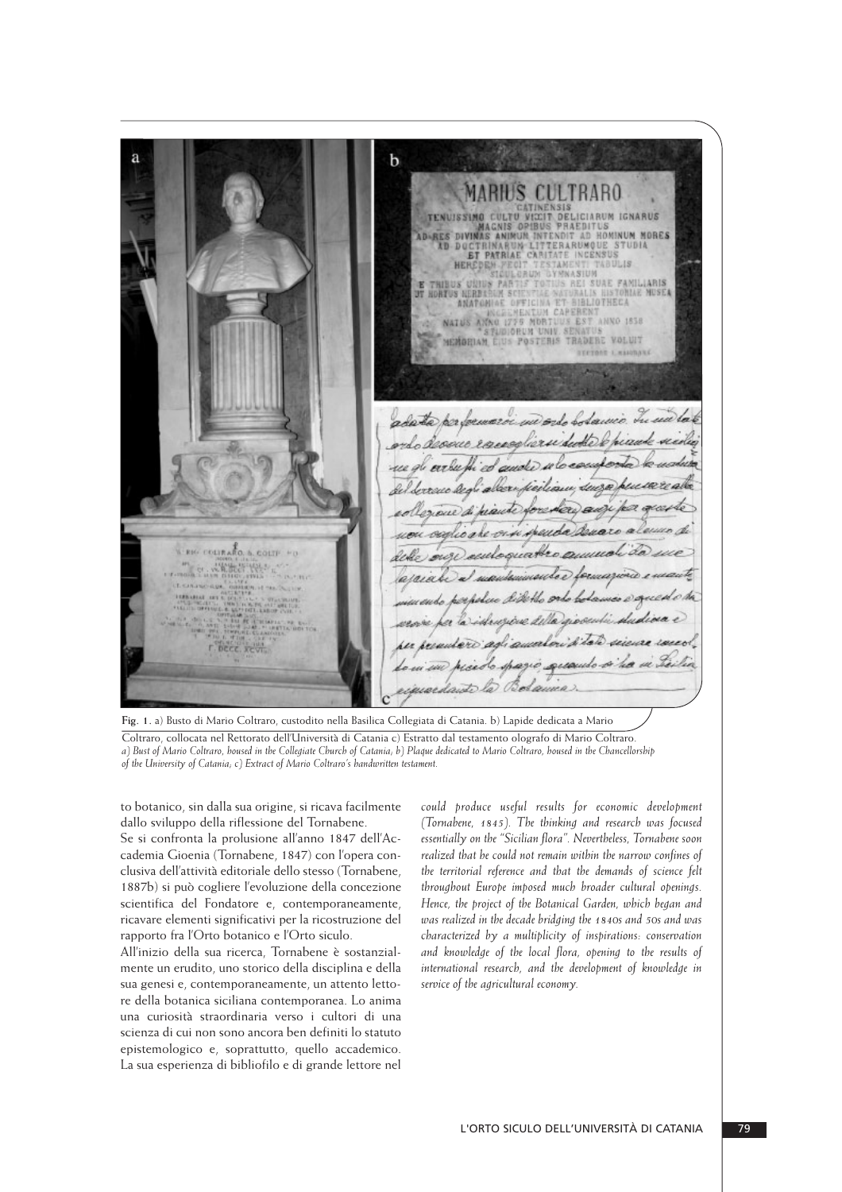**Fig. 1.** a) Busto di Mario Coltraro, custodito nella Basilica Collegiata di Catania. b) Lapide dedicata a Mario Coltraro, collocata nel Rettorato dell'Università di Catania c) Estratto dal testamento olografo di Mario Coltraro.
*a) Bust of Mario Coltraro, housed in the Collegiate Church of Catania; b) Plaque dedicated to Mario Coltraro, housed in the Chancellorship of the University of Catania; c) Extract of Mario Coltraro's handwritten testament.*

to botanico, sin dalla sua origine, si ricava facilmente dallo sviluppo della riflessione del Tornabene.

Se si confronta la prolusione all'anno 1847 dell'Accademia Gioenia (Tornabene, 1847) con l'opera conclusiva dell'attività editoriale dello stesso (Tornabene, 1887b) si può cogliere l'evoluzione della concezione scientifica del Fondatore e, contemporaneamente, ricavare elementi significativi per la ricostruzione del rapporto fra l'Orto botanico e l'Orto siculo.

All'inizio della sua ricerca, Tornabene è sostanzialmente un erudito, uno storico della disciplina e della sua genesi e, contemporaneamente, un attento lettore della botanica siciliana contemporanea. Lo anima una curiosità straordinaria verso i cultori di una scienza di cui non sono ancora ben definiti lo statuto epistemologico e, soprattutto, quello accademico. La sua esperienza di bibliofilo e di grande lettore nel

*could produce useful results for economic development (Tornabene, 1845). The thinking and research was focused essentially on the "Sicilian flora". Nevertheless, Tornabene soon realized that he could not remain within the narrow confines of the territorial reference and that the demands of science felt throughout Europe imposed much broader cultural openings. Hence, the project of the Botanical Garden, which began and was realized in the decade bridging the 1840s and 50s and was characterized by a multiplicity of inspirations: conservation and knowledge of the local flora, opening to the results of international research, and the development of knowledge in service of the agricultural economy.*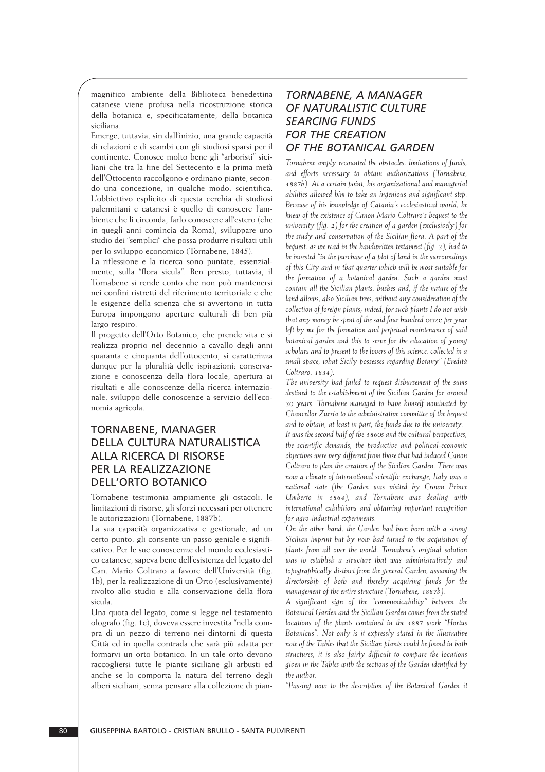magnifico ambiente della Biblioteca benedettina catanese viene profusa nella ricostruzione storica della botanica e, specificatamente, della botanica siciliana.

Emerge, tuttavia, sin dall'inizio, una grande capacità di relazioni e di scambi con gli studiosi sparsi per il continente. Conosce molto bene gli "arboristi" siciliani che tra la fine del Settecento e la prima metà dell'Ottocento raccolgono e ordinano piante, secondo una concezione, in qualche modo, scientifica. L'obbiettivo esplicito di questa cerchia di studiosi palermitani e catanesi è quello di conoscere l'ambiente che li circonda, farlo conoscere all'estero (che in quegli anni comincia da Roma), sviluppare uno studio dei "semplici" che possa produrre risultati utili per lo sviluppo economico (Tornabene, 1845).

La riflessione e la ricerca sono puntate, essenzialmente, sulla "flora sicula". Ben presto, tuttavia, il Tornabene si rende conto che non può mantenersi nei confini ristretti del riferimento territoriale e che le esigenze della scienza che si avvertono in tutta Europa impongono aperture culturali di ben più largo respiro.

Il progetto dell'Orto Botanico, che prende vita e si realizza proprio nel decennio a cavallo degli anni quaranta e cinquanta dell'ottocento, si caratterizza dunque per la pluralità delle ispirazioni: conservazione e conoscenza della flora locale, apertura ai risultati e alle conoscenze della ricerca internazionale, sviluppo delle conoscenze a servizio dell'economia agricola.

## TORNABENE, MANAGER DELLA CULTURA NATURALISTICA ALLA RICERCA DI RISORSE PER LA REALIZZAZIONE DELL'ORTO BOTANICO

Tornabene testimonia ampiamente gli ostacoli, le limitazioni di risorse, gli sforzi necessari per ottenere le autorizzazioni (Tornabene, 1887b).

La sua capacità organizzativa e gestionale, ad un certo punto, gli consente un passo geniale e significativo. Per le sue conoscenze del mondo ecclesiastico catanese, sapeva bene dell'esistenza del legato del Can. Mario Coltraro a favore dell'Università (fig. 1b), per la realizzazione di un Orto (esclusivamente) rivolto allo studio e alla conservazione della flora sicula.

Una quota del legato, come si legge nel testamento olografo (fig. 1c), doveva essere investita "nella compra di un pezzo di terreno nei dintorni di questa Città ed in quella contrada che sarà più adatta per formarvi un orto botanico. In un tale orto devono raccogliersi tutte le piante siciliane gli arbusti ed anche se lo comporta la natura del terreno degli alberi siciliani, senza pensare alla collezione di pian-

## *TORNABENE, A MANAGER OF NATURALISTIC CULTURE SEARCING FUNDS FOR THE CREATION OF THE BOTANICAL GARDEN*

*Tornabene amply recounted the obstacles, limitations of funds, and efforts necessary to obtain authorizations (Tornabene, 1887b). At a certain point, his organizational and managerial abilities allowed him to take an ingenious and significant step. Because of his knowledge of Catania's ecclesiastical world, he knew of the existence of Canon Mario Coltraro's bequest to the university (fig. 2) for the creation of a garden (exclusively) for the study and conservation of the Sicilian flora. A part of the bequest, as we read in the handwritten testament (fig. 3), had to be invested "in the purchase of a plot of land in the surroundings of this City and in that quarter which will be most suitable for the formation of a botanical garden. Such a garden must contain all the Sicilian plants, bushes and, if the nature of the land allows, also Sicilian trees, without any consideration of the collection of foreign plants; indeed, for such plants I do not wish that any money be spent of the said four hundred* onze *per year left by me for the formation and perpetual maintenance of said botanical garden and this to serve for the education of young scholars and to present to the lovers of this science, collected in a small space, what Sicily possesses regarding Botany" (Eredità Coltraro, 1834).*

*The university had failed to request disbursement of the sums destined to the establishment of the Sicilian Garden for around 30 years. Tornabene managed to have himself nominated by Chancellor Zurria to the administrative committee of the bequest and to obtain, at least in part, the funds due to the university.*

*It was the second half of the 1860s and the cultural perspectives, the scientific demands, the productive and political-economic objectives were very different from those that had induced Canon Coltraro to plan the creation of the Sicilian Garden. There was now a climate of international scientific exchange, Italy was a national state (the Garden was visited by Crown Prince Umberto in 1864), and Tornabene was dealing with international exhibitions and obtaining important recognition for agro-industrial experiments.*

*On the other hand, the Garden had been born with a strong Sicilian imprint but by now had turned to the acquisition of plants from all over the world. Tornabene's original solution was to establish a structure that was administratively and topographically distinct from the general Garden, assuming the directorship of both and thereby acquiring funds for the management of the entire structure (Tornabene, 1887b).*

*A significant sign of the "communicability" between the Botanical Garden and the Sicilian Garden comes from the stated locations of the plants contained in the 1887 work "Hortus Botanicus". Not only is it expressly stated in the illustrative note of the Tables that the Sicilian plants could be found in both structures, it is also fairly difficult to compare the locations given in the Tables with the sections of the Garden identified by the author.*

*"Passing now to the description of the Botanical Garden it*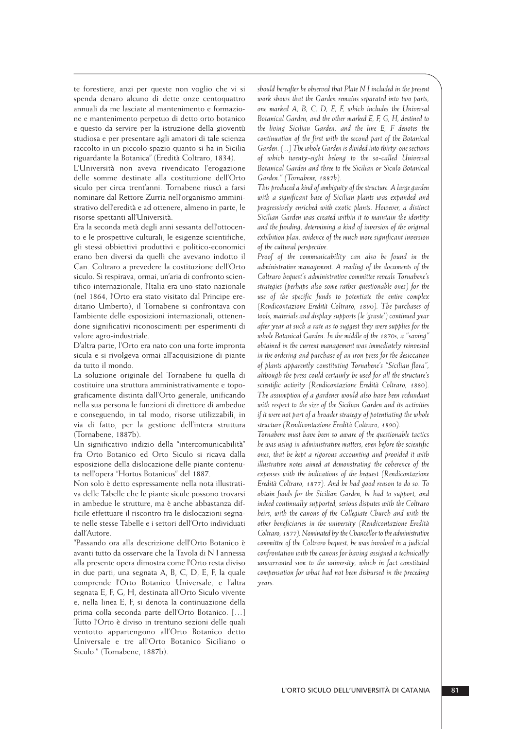te forestiere, anzi per queste non voglio che vi si spenda denaro alcuno di dette onze centoquattro annuali da me lasciate al mantenimento e formazione e mantenimento perpetuo di detto orto botanico e questo da servire per la istruzione della gioventù studiosa e per presentare agli amatori di tale scienza raccolto in un piccolo spazio quanto si ha in Sicilia riguardante la Botanica" (Eredità Coltraro, 1834).

L'Università non aveva rivendicato l'erogazione delle somme destinate alla costituzione dell'Orto siculo per circa trent'anni. Tornabene riuscì a farsi nominare dal Rettore Zurria nell'organismo amministrativo dell'eredità e ad ottenere, almeno in parte, le risorse spettanti all'Università.

Era la seconda metà degli anni sessanta dell'ottocento e le prospettive culturali, le esigenze scientifiche, gli stessi obbiettivi produttivi e politico-economici erano ben diversi da quelli che avevano indotto il Can. Coltraro a prevedere la costituzione dell'Orto siculo. Si respirava, ormai, un'aria di confronto scientifico internazionale, l'Italia era uno stato nazionale (nel 1864, l'Orto era stato visitato dal Principe ereditario Umberto), il Tornabene si confrontava con l'ambiente delle esposizioni internazionali, ottenendone significativi riconoscimenti per esperimenti di valore agro-industriale.

D'altra parte, l'Orto era nato con una forte impronta sicula e si rivolgeva ormai all'acquisizione di piante da tutto il mondo.

La soluzione originale del Tornabene fu quella di costituire una struttura amministrativamente e topograficamente distinta dall'Orto generale, unificando nella sua persona le funzioni di direttore di ambedue e conseguendo, in tal modo, risorse utilizzabili, in via di fatto, per la gestione dell'intera struttura (Tornabene, 1887b).

Un significativo indizio della "intercomunicabilità" fra Orto Botanico ed Orto Siculo si ricava dalla esposizione della dislocazione delle piante contenuta nell'opera "Hortus Botanicus" del 1887.

Non solo è detto espressamente nella nota illustrativa delle Tabelle che le piante sicule possono trovarsi in ambedue le strutture, ma è anche abbastanza difficile effettuare il riscontro fra le dislocazioni segnate nelle stesse Tabelle e i settori dell'Orto individuati dall'Autore.

"Passando ora alla descrizione dell'Orto Botanico è avanti tutto da osservare che la Tavola di N I annessa alla presente opera dimostra come l'Orto resta diviso in due parti, una segnata A, B, C, D, E, F, la quale comprende l'Orto Botanico Universale, e l'altra segnata E, F, G, H, destinata all'Orto Siculo vivente e, nella linea E, F, si denota la continuazione della prima colla seconda parte dell'Orto Botanico. [...] Tutto l'Orto è diviso in trentuno sezioni delle quali ventotto appartengono all'Orto Botanico detto Universale e tre all'Orto Botanico Siciliano o Siculo." (Tornabene, 1887b).

*should hereafter be observed that Plate N I included in the present work shows that the Garden remains separated into two parts, one marked A, B, C, D, E, F, which includes the Universal Botanical Garden, and the other marked E, F, G, H, destined to the living Sicilian Garden, and the line E, F denotes the continuation of the first with the second part of the Botanical Garden. (...) The whole Garden is divided into thirty-one sections of which twenty-eight belong to the so-called Universal Botanical Garden and three to the Sicilian or Siculo Botanical Garden." (Tornabene, 1887b).*

*This produced a kind of ambiguity of the structure. A large garden with a significant base of Sicilian plants was expanded and progressively enriched with exotic plants. However, a distinct Sicilian Garden was created within it to maintain the identity and the funding, determining a kind of inversion of the original exhibition plan, evidence of the much more significant inversion of the cultural perspective.*

*Proof of the communicability can also be found in the administrative management. A reading of the documents of the Coltraro bequest's administrative committee reveals Tornabene's strategies (perhaps also some rather questionable ones) for the use of the specific funds to potentiate the entire complex (Rendicontazione Eredità Coltraro, 1890). The purchases of tools, materials and display supports (le 'graste') continued year after year at such a rate as to suggest they were supplies for the whole Botanical Garden. In the middle of the 1870s, a "saving" obtained in the current management was immediately reinvested in the ordering and purchase of an iron press for the desiccation of plants apparently constituting Tornabene's "Sicilian flora", although the press could certainly be used for all the structure's scientific activity (Rendicontazione Eredità Coltraro, 1880). The assumption of a gardener would also have been redundant with respect to the size of the Sicilian Garden and its activities if it were not part of a broader strategy of potentiating the whole structure (Rendicontazione Eredità Coltraro, 1890).*

*Tornabene must have been so aware of the questionable tactics he was using in administrative matters, even before the scientific ones, that he kept a rigorous accounting and provided it with illustrative notes aimed at demonstrating the coherence of the expenses with the indications of the bequest (Rendicontazione Eredità Coltraro, 1877). And he had good reason to do so. To obtain funds for the Sicilian Garden, he had to support, and indeed continually supported, serious disputes with the Coltraro heirs, with the canons of the Collegiate Church and with the other beneficiaries in the university (Rendicontazione Eredità Coltraro, 1877). Nominated by the Chancellor to the administrative committee of the Coltraro bequest, he was involved in a judicial confrontation with the canons for having assigned a technically unwarranted sum to the university, which in fact constituted compensation for what had not been disbursed in the preceding years.*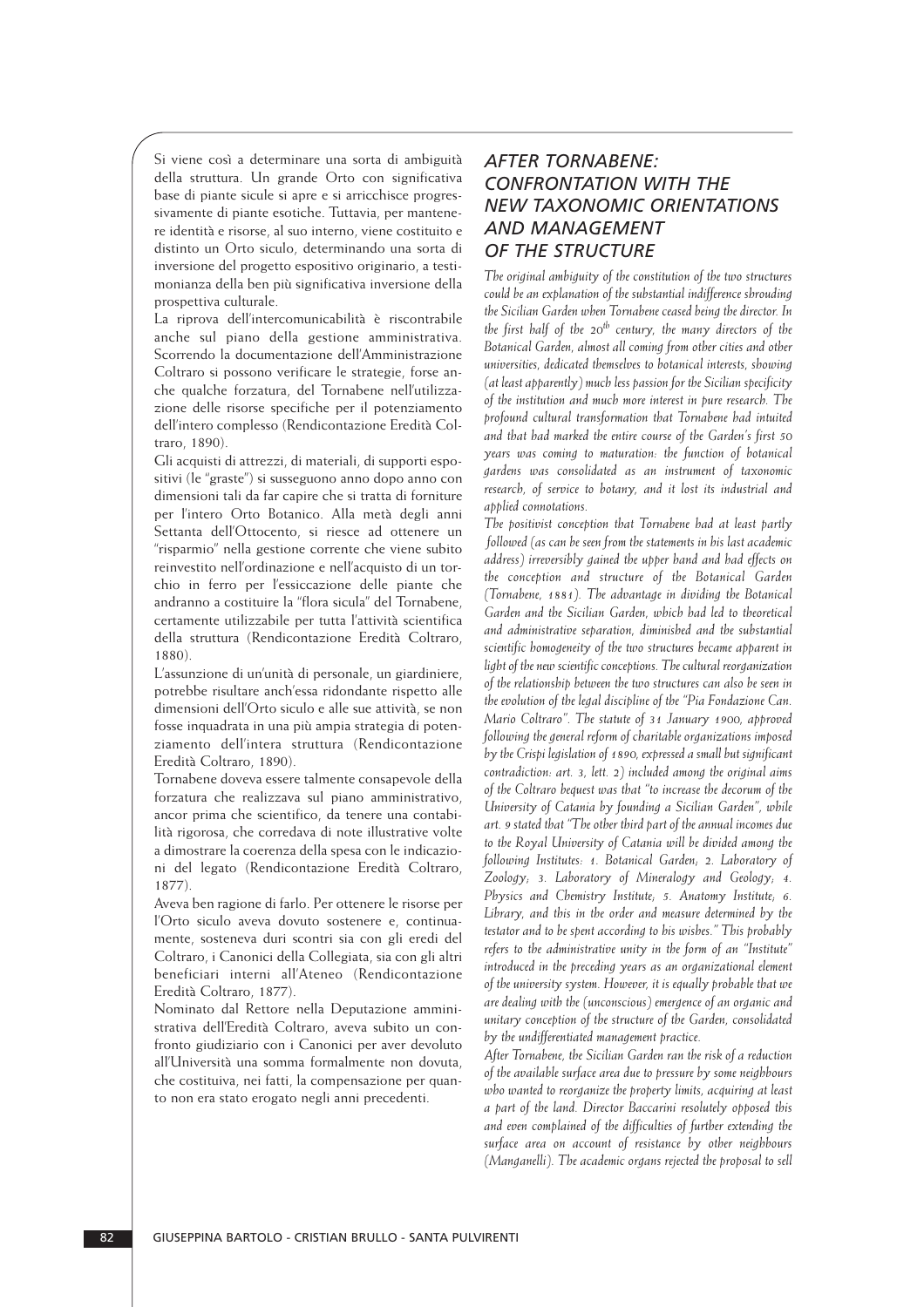Si viene così a determinare una sorta di ambiguità della struttura. Un grande Orto con significativa base di piante sicule si apre e si arricchisce progressivamente di piante esotiche. Tuttavia, per mantenere identità e risorse, al suo interno, viene costituito e distinto un Orto siculo, determinando una sorta di inversione del progetto espositivo originario, a testimonianza della ben più significativa inversione della prospettiva culturale.

La riprova dell'intercomunicabilità è riscontrabile anche sul piano della gestione amministrativa. Scorrendo la documentazione dell'Amministrazione Coltraro si possono verificare le strategie, forse anche qualche forzatura, del Tornabene nell'utilizzazione delle risorse specifiche per il potenziamento dell'intero complesso (Rendicontazione Eredità Coltraro, 1890).

Gli acquisti di attrezzi, di materiali, di supporti espositivi (le "graste") si susseguono anno dopo anno con dimensioni tali da far capire che si tratta di forniture per l'intero Orto Botanico. Alla metà degli anni Settanta dell'Ottocento, si riesce ad ottenere un "risparmio" nella gestione corrente che viene subito reinvestito nell'ordinazione e nell'acquisto di un torchio in ferro per l'essiccazione delle piante che andranno a costituire la "flora sicula" del Tornabene, certamente utilizzabile per tutta l'attività scientifica della struttura (Rendicontazione Eredità Coltraro, 1880).

L'assunzione di un'unità di personale, un giardiniere, potrebbe risultare anch'essa ridondante rispetto alle dimensioni dell'Orto siculo e alle sue attività, se non fosse inquadrata in una più ampia strategia di potenziamento dell'intera struttura (Rendicontazione Eredità Coltraro, 1890).

Tornabene doveva essere talmente consapevole della forzatura che realizzava sul piano amministrativo, ancor prima che scientifico, da tenere una contabilità rigorosa, che corredava di note illustrative volte a dimostrare la coerenza della spesa con le indicazioni del legato (Rendicontazione Eredità Coltraro, 1877).

Aveva ben ragione di farlo. Per ottenere le risorse per l'Orto siculo aveva dovuto sostenere e, continuamente, sosteneva duri scontri sia con gli eredi del Coltraro, i Canonici della Collegiata, sia con gli altri beneficiari interni all'Ateneo (Rendicontazione Eredità Coltraro, 1877).

Nominato dal Rettore nella Deputazione amministrativa dell'Eredità Coltraro, aveva subito un confronto giudiziario con i Canonici per aver devoluto all'Università una somma formalmente non dovuta, che costituiva, nei fatti, la compensazione per quanto non era stato erogato negli anni precedenti.

## *AFTER TORNABENE: CONFRONTATION WITH THE NEW TAXONOMIC ORIENTATIONS AND MANAGEMENT OF THE STRUCTURE*

*The original ambiguity of the constitution of the two structures could be an explanation of the substantial indifference shrouding the Sicilian Garden when Tornabene ceased being the director. In the first half of the 20th century, the many directors of the Botanical Garden, almost all coming from other cities and other universities, dedicated themselves to botanical interests, showing (at least apparently) much less passion for the Sicilian specificity of the institution and much more interest in pure research. The profound cultural transformation that Tornabene had intuited and that had marked the entire course of the Garden's first 50 years was coming to maturation: the function of botanical gardens was consolidated as an instrument of taxonomic research, of service to botany, and it lost its industrial and applied connotations.*

*The positivist conception that Tornabene had at least partly followed (as can be seen from the statements in his last academic address) irreversibly gained the upper hand and had effects on the conception and structure of the Botanical Garden (Tornabene, 1881). The advantage in dividing the Botanical Garden and the Sicilian Garden, which had led to theoretical and administrative separation, diminished and the substantial scientific homogeneity of the two structures became apparent in light of the new scientific conceptions. The cultural reorganization of the relationship between the two structures can also be seen in the evolution of the legal discipline of the "Pia Fondazione Can. Mario Coltraro". The statute of 31 January 1900, approved following the general reform of charitable organizations imposed by the Crispi legislation of 1890, expressed a small but significant contradiction: art. 3, lett. 2) included among the original aims of the Coltraro bequest was that "to increase the decorum of the University of Catania by founding a Sicilian Garden", while art. 9 stated that "The other third part of the annual incomes due to the Royal University of Catania will be divided among the following Institutes: 1. Botanical Garden; 2. Laboratory of Zoology; 3. Laboratory of Mineralogy and Geology; 4. Physics and Chemistry Institute; 5. Anatomy Institute; 6. Library, and this in the order and measure determined by the testator and to be spent according to his wishes." This probably refers to the administrative unity in the form of an "Institute" introduced in the preceding years as an organizational element of the university system. However, it is equally probable that we are dealing with the (unconscious) emergence of an organic and unitary conception of the structure of the Garden, consolidated by the undifferentiated management practice.*

*After Tornabene, the Sicilian Garden ran the risk of a reduction of the available surface area due to pressure by some neighbours who wanted to reorganize the property limits, acquiring at least a part of the land. Director Baccarini resolutely opposed this and even complained of the difficulties of further extending the surface area on account of resistance by other neighbours (Manganelli). The academic organs rejected the proposal to sell*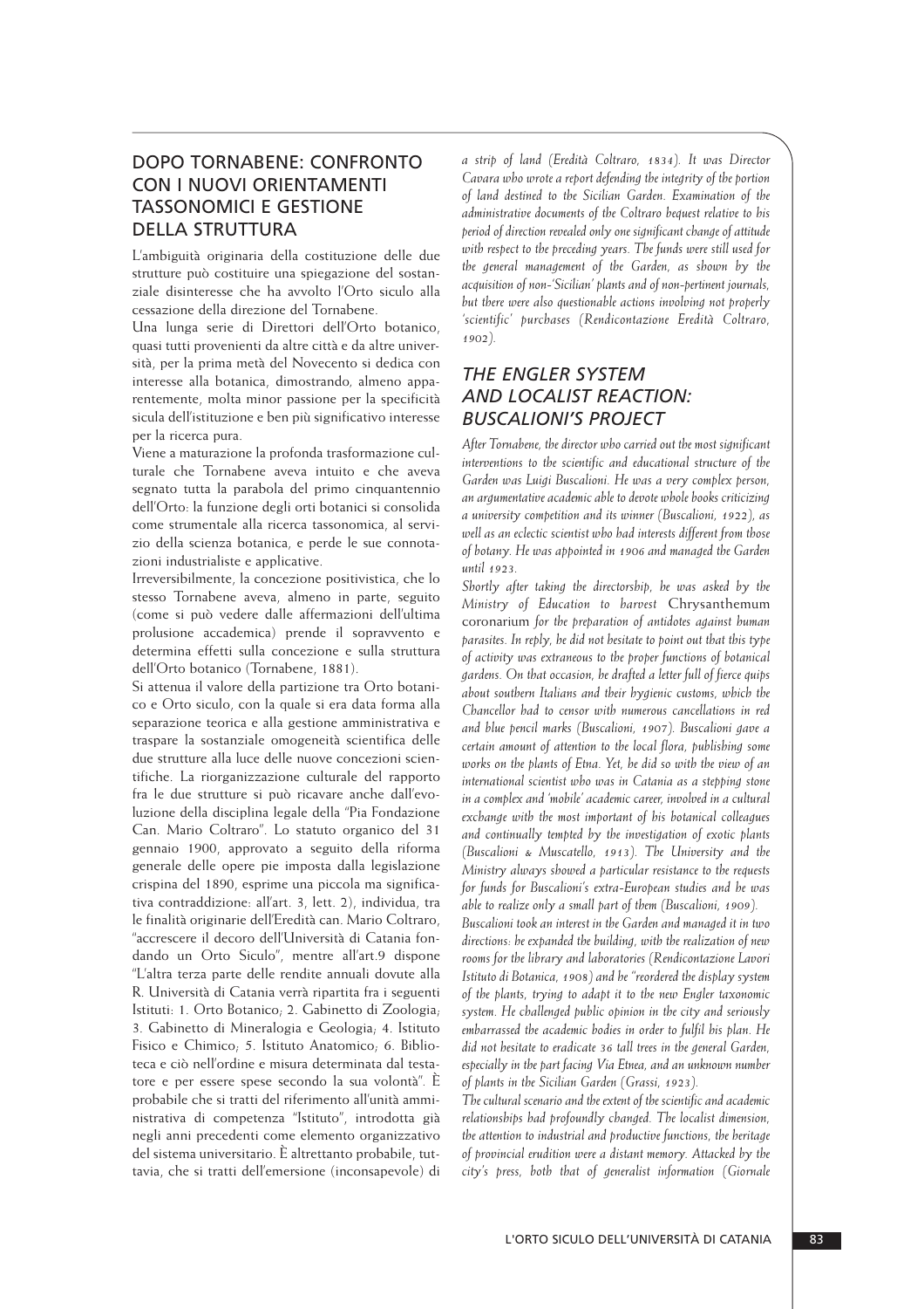## DOPO TORNABENE: CONFRONTO CON I NUOVI ORIENTAMENTI TASSONOMICI E GESTIONE DELLA STRUTTURA

L'ambiguità originaria della costituzione delle due strutture può costituire una spiegazione del sostanziale disinteresse che ha avvolto l'Orto siculo alla cessazione della direzione del Tornabene.

Una lunga serie di Direttori dell'Orto botanico, quasi tutti provenienti da altre città e da altre università, per la prima metà del Novecento si dedica con interesse alla botanica, dimostrando, almeno apparentemente, molta minor passione per la specificità sicula dell'istituzione e ben più significativo interesse per la ricerca pura.

Viene a maturazione la profonda trasformazione culturale che Tornabene aveva intuito e che aveva segnato tutta la parabola del primo cinquantennio dell'Orto: la funzione degli orti botanici si consolida come strumentale alla ricerca tassonomica, al servizio della scienza botanica, e perde le sue connotazioni industrialiste e applicative.

Irreversibilmente, la concezione positivistica, che lo stesso Tornabene aveva, almeno in parte, seguito (come si può vedere dalle affermazioni dell'ultima prolusione accademica) prende il sopravvento e determina effetti sulla concezione e sulla struttura dell'Orto botanico (Tornabene, 1881).

Si attenua il valore della partizione tra Orto botanico e Orto siculo, con la quale si era data forma alla separazione teorica e alla gestione amministrativa e traspare la sostanziale omogeneità scientifica delle due strutture alla luce delle nuove concezioni scientifiche. La riorganizzazione culturale del rapporto fra le due strutture si può ricavare anche dall'evoluzione della disciplina legale della "Pia Fondazione Can. Mario Coltraro". Lo statuto organico del 31 gennaio 1900, approvato a seguito della riforma generale delle opere pie imposta dalla legislazione crispina del 1890, esprime una piccola ma significativa contraddizione: all'art. 3, lett. 2), individua, tra le finalità originarie dell'Eredità can. Mario Coltraro, "accrescere il decoro dell'Università di Catania fondando un Orto Siculo", mentre all'art.9 dispone "L'altra terza parte delle rendite annuali dovute alla R. Università di Catania verrà ripartita fra i seguenti Istituti: 1. Orto Botanico; 2. Gabinetto di Zoologia; 3. Gabinetto di Mineralogia e Geologia; 4. Istituto Fisico e Chimico; 5. Istituto Anatomico; 6. Biblioteca e ciò nell'ordine e misura determinata dal testatore e per essere spese secondo la sua volontà". È probabile che si tratti del riferimento all'unità amministrativa di competenza "Istituto", introdotta già negli anni precedenti come elemento organizzativo del sistema universitario. È altrettanto probabile, tuttavia, che si tratti dell'emersione (inconsapevole) di *a strip of land (Eredità Coltraro, 1834). It was Director Cavara who wrote a report defending the integrity of the portion of land destined to the Sicilian Garden. Examination of the administrative documents of the Coltraro bequest relative to his period of direction revealed only one significant change of attitude with respect to the preceding years. The funds were still used for the general management of the Garden, as shown by the acquisition of non-'Sicilian' plants and of non-pertinent journals, but there were also questionable actions involving not properly 'scientific' purchases (Rendicontazione Eredità Coltraro, 1902).*

## *THE ENGLER SYSTEM AND LOCALIST REACTION: BUSCALIONI'S PROJECT*

*After Tornabene, the director who carried out the most significant interventions to the scientific and educational structure of the Garden was Luigi Buscalioni. He was a very complex person, an argumentative academic able to devote whole books criticizing a university competition and its winner (Buscalioni, 1922), as well as an eclectic scientist who had interests different from those of botany. He was appointed in 1906 and managed the Garden until 1923.*

*Shortly after taking the directorship, he was asked by the Ministry of Education to harvest* Chrysanthemum coronarium *for the preparation of antidotes against human parasites. In reply, he did not hesitate to point out that this type of activity was extraneous to the proper functions of botanical gardens. On that occasion, he drafted a letter full of fierce quips about southern Italians and their hygienic customs, which the Chancellor had to censor with numerous cancellations in red and blue pencil marks (Buscalioni, 1907). Buscalioni gave a certain amount of attention to the local flora, publishing some works on the plants of Etna. Yet, he did so with the view of an international scientist who was in Catania as a stepping stone in a complex and 'mobile' academic career, involved in a cultural exchange with the most important of his botanical colleagues and continually tempted by the investigation of exotic plants (Buscalioni & Muscatello, 1913). The University and the Ministry always showed a particular resistance to the requests for funds for Buscalioni's extra-European studies and he was able to realize only a small part of them (Buscalioni, 1909).*

*Buscalioni took an interest in the Garden and managed it in two directions: he expanded the building, with the realization of new rooms for the library and laboratories (Rendicontazione Lavori Istituto di Botanica, 1908) and he "reordered the display system of the plants, trying to adapt it to the new Engler taxonomic system. He challenged public opinion in the city and seriously embarrassed the academic bodies in order to fulfil his plan. He did not hesitate to eradicate 36 tall trees in the general Garden, especially in the part facing Via Etnea, and an unknown number of plants in the Sicilian Garden (Grassi, 1923).*

*The cultural scenario and the extent of the scientific and academic relationships had profoundly changed. The localist dimension, the attention to industrial and productive functions, the heritage of provincial erudition were a distant memory. Attacked by the city's press, both that of generalist information (Giornale*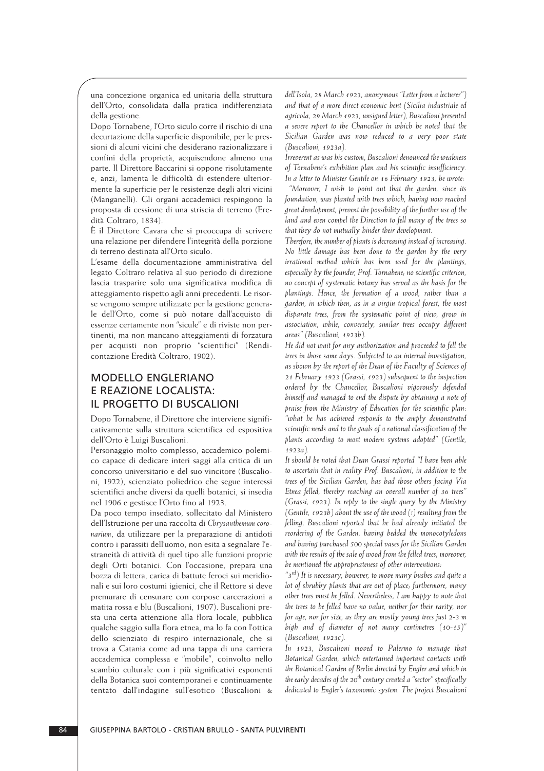una concezione organica ed unitaria della struttura dell'Orto, consolidata dalla pratica indifferenziata della gestione.

Dopo Tornabene, l'Orto siculo corre il rischio di una decurtazione della superficie disponibile, per le pressioni di alcuni vicini che desiderano razionalizzare i confini della proprietà, acquisendone almeno una parte. Il Direttore Baccarini si oppone risolutamente e, anzi, lamenta le difficoltà di estendere ulteriormente la superficie per le resistenze degli altri vicini (Manganelli). Gli organi accademici respingono la proposta di cessione di una striscia di terreno (Eredità Coltraro, 1834).

È il Direttore Cavara che si preoccupa di scrivere una relazione per difendere l'integrità della porzione di terreno destinata all'Orto siculo.

L'esame della documentazione amministrativa del legato Coltraro relativa al suo periodo di direzione lascia trasparire solo una significativa modifica di atteggiamento rispetto agli anni precedenti. Le risorse vengono sempre utilizzate per la gestione generale dell'Orto, come si può notare dall'acquisto di essenze certamente non "sicule" e di riviste non pertinenti, ma non mancano atteggiamenti di forzatura per acquisti non proprio "scientifici" (Rendicontazione Eredità Coltraro, 1902).

## MODELLO ENGLERIANO E REAZIONE LOCALISTA: IL PROGETTO DI BUSCALIONI

Dopo Tornabene, il Direttore che interviene significativamente sulla struttura scientifica ed espositiva dell'Orto è Luigi Buscalioni.

Personaggio molto complesso, accademico polemico capace di dedicare interi saggi alla critica di un concorso universitario e del suo vincitore (Buscalioni, 1922), scienziato poliedrico che segue interessi scientifici anche diversi da quelli botanici, si insedia nel 1906 e gestisce l'Orto fino al 1923.

Da poco tempo insediato, sollecitato dal Ministero dell'Istruzione per una raccolta di *Chrysanthemum coronarium*, da utilizzare per la preparazione di antidoti contro i parassiti dell'uomo, non esita a segnalare l'estraneità di attività di quel tipo alle funzioni proprie degli Orti botanici. Con l'occasione, prepara una bozza di lettera, carica di battute feroci sui meridionali e sui loro costumi igienici, che il Rettore si deve premurare di censurare con corpose carcerazioni a matita rossa e blu (Buscalioni, 1907). Buscalioni presta una certa attenzione alla flora locale, pubblica qualche saggio sulla flora etnea, ma lo fa con l'ottica dello scienziato di respiro internazionale, che si trova a Catania come ad una tappa di una carriera accademica complessa e "mobile", coinvolto nello scambio culturale con i più significativi esponenti della Botanica suoi contemporanei e continuamente tentato dall'indagine sull'esotico (Buscalioni & *dell'Isola, 28 March 1923, anonymous "Letter from a lecturer") and that of a more direct economic bent (Sicilia industriale ed agricola, 29 March 1923, unsigned letter), Buscalioni presented a severe report to the Chancellor in which he noted that the Sicilian Garden was now reduced to a very poor state (Buscalioni, 1923a).*

*Irreverent as was his custom, Buscalioni denounced the weakness of Tornabene's exhibition plan and his scientific insufficiency. In a letter to Minister Gentile on 16 February 1923, he wrote:*

*"Moreover, I wish to point out that the garden, since its foundation, was planted with trees which, having now reached great development, prevent the possibility of the further use of the land and even compel the Direction to fell many of the trees so that they do not mutually hinder their development.*

*Therefore, the number of plants is decreasing instead of increasing. No little damage has been done to the garden by the very irrational method which has been used for the plantings, especially by the founder, Prof. Tornabene; no scientific criterion, no concept of systematic botany has served as the basis for the plantings. Hence, the formation of a wood, rather than a garden, in which then, as in a virgin tropical forest, the most disparate trees, from the systematic point of view, grow in association, while, conversely, similar trees occupy different areas" (Buscalioni, 1923b).*

*He did not wait for any authorization and proceeded to fell the trees in those same days. Subjected to an internal investigation, as shown by the report of the Dean of the Faculty of Sciences of 21 February 1923 (Grassi, 1923) subsequent to the inspection ordered by the Chancellor, Buscalioni vigorously defended himself and managed to end the dispute by obtaining a note of praise from the Ministry of Education for the scientific plan: "what he has achieved responds to the amply demonstrated scientific needs and to the goals of a rational classification of the plants according to most modern systems adopted" (Gentile, 1923a).*

*It should be noted that Dean Grassi reported "I have been able to ascertain that in reality Prof. Buscalioni, in addition to the trees of the Sicilian Garden, has had those others facing Via Etnea felled, thereby reaching an overall number of 36 trees" (Grassi, 1923). In reply to the single query by the Ministry (Gentile, 1923b) about the use of the wood (!) resulting from the felling, Buscalioni reported that he had already initiated the reordering of the Garden, having bedded the monocotyledons and having purchased 500 special vases for the Sicilian Garden with the results of the sale of wood from the felled trees; moreover, he mentioned the appropriateness of other interventions:*

*"3rd) It is necessary, however, to move many bushes and quite a lot of shrubby plants that are out of place; furthermore, many other trees must be felled. Nevertheless, I am happy to note that the trees to be felled have no value, neither for their rarity, nor for age, nor for size, as they are mostly young trees just 2-3 m high and of diameter of not many centimetres (10-15)" (Buscalioni, 1923c).*

*In 1923, Buscalioni moved to Palermo to manage that Botanical Garden, which entertained important contacts with the Botanical Garden of Berlin directed by Engler and which in the early decades of the 20th century created a "sector" specifically dedicated to Engler's taxonomic system. The project Buscalioni*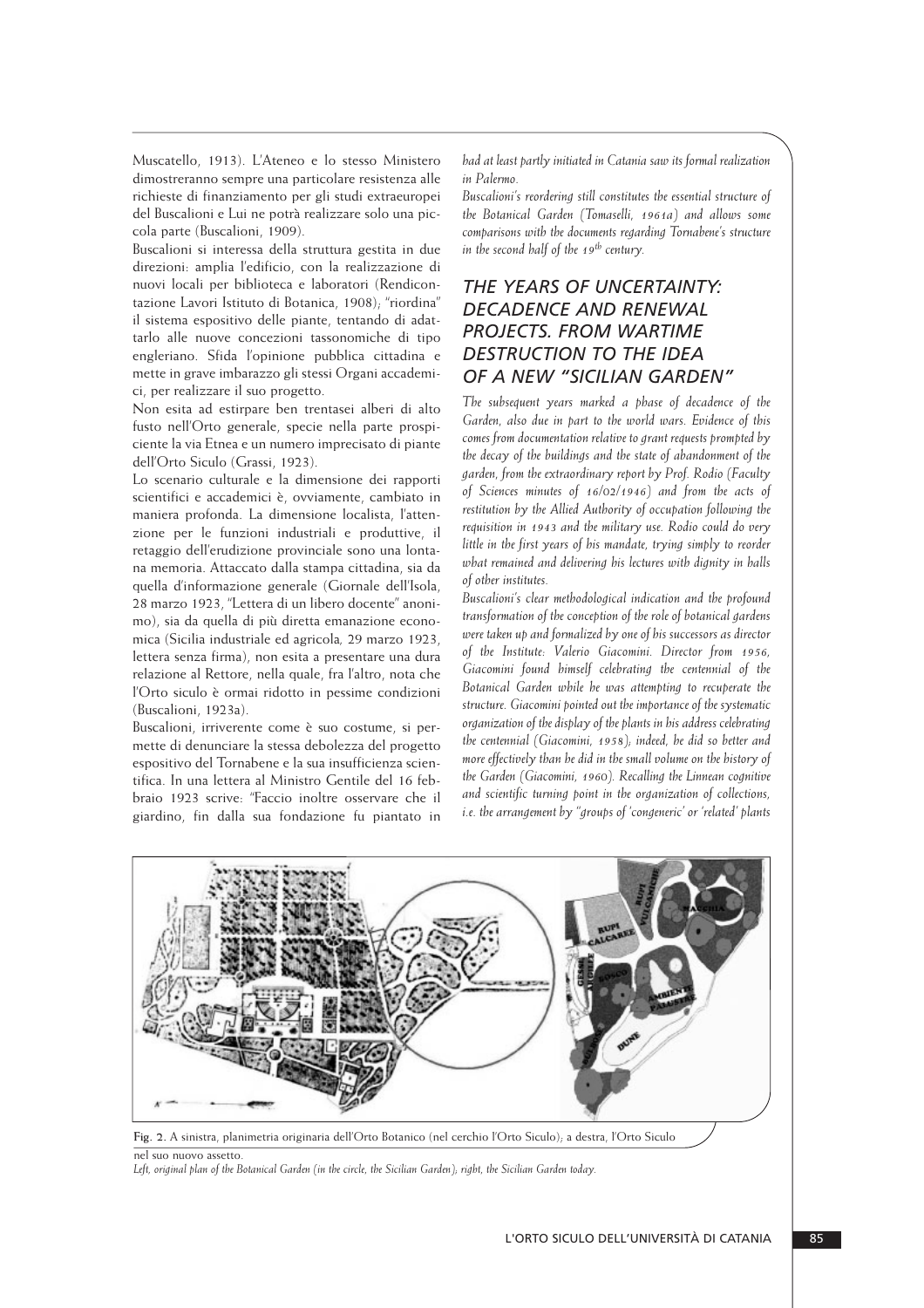Muscatello, 1913). L'Ateneo e lo stesso Ministero dimostreranno sempre una particolare resistenza alle richieste di finanziamento per gli studi extraeuropei del Buscalioni e Lui ne potrà realizzare solo una piccola parte (Buscalioni, 1909).

Buscalioni si interessa della struttura gestita in due direzioni: amplia l'edificio, con la realizzazione di nuovi locali per biblioteca e laboratori (Rendicontazione Lavori Istituto di Botanica, 1908); "riordina" il sistema espositivo delle piante, tentando di adattarlo alle nuove concezioni tassonomiche di tipo engleriano. Sfida l'opinione pubblica cittadina e mette in grave imbarazzo gli stessi Organi accademici, per realizzare il suo progetto.

Non esita ad estirpare ben trentasei alberi di alto fusto nell'Orto generale, specie nella parte prospiciente la via Etnea e un numero imprecisato di piante dell'Orto Siculo (Grassi, 1923).

Lo scenario culturale e la dimensione dei rapporti scientifici e accademici è, ovviamente, cambiato in maniera profonda. La dimensione localista, l'attenzione per le funzioni industriali e produttive, il retaggio dell'erudizione provinciale sono una lontana memoria. Attaccato dalla stampa cittadina, sia da quella d'informazione generale (Giornale dell'Isola, 28 marzo 1923, "Lettera di un libero docente" anonimo), sia da quella di più diretta emanazione economica (Sicilia industriale ed agricola, 29 marzo 1923, lettera senza firma), non esita a presentare una dura relazione al Rettore, nella quale, fra l'altro, nota che l'Orto siculo è ormai ridotto in pessime condizioni (Buscalioni, 1923a).

Buscalioni, irriverente come è suo costume, si permette di denunciare la stessa debolezza del progetto espositivo del Tornabene e la sua insufficienza scientifica. In una lettera al Ministro Gentile del 16 febbraio 1923 scrive: "Faccio inoltre osservare che il giardino, fin dalla sua fondazione fu piantato in

*had at least partly initiated in Catania saw its formal realization in Palermo.*

*Buscalioni's reordering still constitutes the essential structure of the Botanical Garden (Tomaselli, 1961a) and allows some comparisons with the documents regarding Tornabene's structure in the second half of the 19th century.*

## THE YEARS OF UNCERTAINTY: DECADENCE AND RENEWAL PROJECTS. FROM WARTIME DESTRUCTION TO THE IDEA OF A NEW "SICILIAN GARDEN"

*The subsequent years marked a phase of decadence of the Garden, also due in part to the world wars. Evidence of this comes from documentation relative to grant requests prompted by the decay of the buildings and the state of abandonment of the garden, from the extraordinary report by Prof. Rodio (Faculty of Sciences minutes of 16/02/1946) and from the acts of restitution by the Allied Authority of occupation following the requisition in 1943 and the military use. Rodio could do very little in the first years of his mandate, trying simply to reorder what remained and delivering his lectures with dignity in halls of other institutes.*

*Buscalioni's clear methodological indication and the profound transformation of the conception of the role of botanical gardens were taken up and formalized by one of his successors as director of the Institute: Valerio Giacomini. Director from 1956, Giacomini found himself celebrating the centennial of the Botanical Garden while he was attempting to recuperate the structure. Giacomini pointed out the importance of the systematic organization of the display of the plants in his address celebrating the centennial (Giacomini, 1958); indeed, he did so better and more effectively than he did in the small volume on the history of the Garden (Giacomini, 1960). Recalling the Linnean cognitive and scientific turning point in the organization of collections, i.e. the arrangement by "groups of 'congeneric' or 'related' plants*

**Fig. 2.** A sinistra, planimetria originaria dell'Orto Botanico (nel cerchio l'Orto Siculo); a destra, l'Orto Siculo nel suo nuovo assetto.

*Left, original plan of the Botanical Garden (in the circle, the Sicilian Garden); right, the Sicilian Garden today.*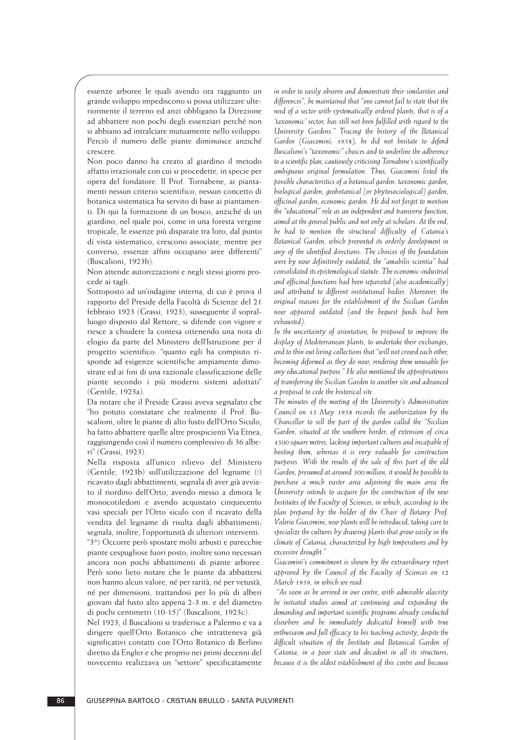essenze arboree le quali avendo ora raggiunto un grande sviluppo impediscono si possa utilizzare ulteriormente il terreno ed anzi obbligano la Direzione ad abbattere non pochi degli essenziari perché non si abbiano ad intralciare mutuamente nello sviluppo. Perciò il numero delle piante diminuisce anziché crescere.

Non poco danno ha creato al giardino il metodo affatto irrazionale con cui si procedette, in specie per opera del fondatore. Il Prof. Tornabene, ai piantamenti nessun criterio scientifico, nessun concetto di botanica sistematica ha servito di base ai piantamenti. Di qui la formazione di un bosco, anziché di un giardino, nel quale poi, come in una foresta vergine tropicale, le essenze più disparate tra loro, dal punto di vista sistematico, crescono associate, mentre per converso, essenze affini occupano aree differenti" (Buscalioni, 1923b).

Non attende autorizzazioni e negli stessi giorni procede ai tagli.

Sottoposto ad un'indagine interna, di cui è prova il rapporto del Preside della Facoltà di Scienze del 21 febbraio 1923 (Grassi, 1923), susseguente il sopralluogo disposto dal Rettore, si difende con vigore e riesce a chiudere la contesa ottenendo una nota di elogio da parte del Ministero dell'Istruzione per il progetto scientifico: "quanto egli ha compiuto risponde ad esigenze scientifiche ampiamente dimostrate ed ai fini di una razionale classificazione delle piante secondo i più moderni sistemi adottati" (Gentile, 1923a).

Da notare che il Preside Grassi aveva segnalato che "ho potuto constatare che realmente il Prof. Buscalioni, oltre le piante di alto fusto dell'Orto Siculo, ha fatto abbattere quelle altre prospicienti Via Etnea, raggiungendo così il numero complessivo di 36 alberi" (Grassi, 1923).

Nella risposta all'unico rilievo del Ministero (Gentile, 1923b) sull'utilizzazione del legname (!) ricavato dagli abbattimenti, segnala di aver già avviato il riordino dell'Orto, avendo messo a dimora le monocotiledoni e avendo acquistato cinquecento vasi speciali per l'Orto siculo con il ricavato della vendita del legname di risulta dagli abbattimenti; segnala, inoltre, l'opportunità di ulteriori interventi: "3°) Occorre però spostare molti arbusti e parecchie piante cespugliose fuori posto; inoltre sono necessari ancora non pochi abbattimenti di piante arboree. Però sono lieto notare che le piante da abbattersi non hanno alcun valore, né per rarità, né per vetustà, né per dimensioni, trattandosi per lo più di alberi giovani dal fusto alto appena 2-3 m. e del diametro di pochi centimetri (10-15)" (Buscalioni, 1923c).

Nel 1923, il Buscalioni si trasferisce a Palermo e va a dirigere quell'Orto Botanico che intratteneva già significativi contatti con l'Orto Botanico di Berlino diretto da Engler e che proprio nei primi decenni del novecento realizzava un "settore" specificatamente

*in order to easily observe and demonstrate their similarities and differences", he maintained that "one cannot fail to state that the need of a sector with systematically ordered plants, that is of a 'taxonomic' sector, has still not been fulfilled with regard to the University Gardens." Tracing the history of the Botanical Garden (Giacomini, 1958), he did not hesitate to defend Buscalioni's "taxonomic" choices and to underline the adherence to a scientific plan, cautiously criticising Tornabene's scientifically ambiguous original formulation. Thus, Giacomini listed the possible characteristics of a botanical garden: taxonomic garden, biological garden, geobotanical (or phytosociological) garden, officinal garden, economic garden. He did not forget to mention the "educational" role as an independent and transverse function, aimed at the general public and not only at scholars. At the end, he had to mention the structural difficulty of Catania's Botanical Garden, which prevented its orderly development in any of the identified directions. The choices of the foundation were by now definitively outdated, the "amabilis scientia" had consolidated its epistemological statute. The economic-industrial and officinal functions had been separated (also academically) and attributed to different institutional bodies. Moreover, the original reasons for the establishment of the Sicilian Garden now appeared outdated (and the bequest funds had been exhausted).*

*In the uncertainty of orientation, he proposed to improve the display of Mediterranean plants, to undertake their exchanges, and to thin out living collections that "will not crowd each other, becoming deformed as they do now, rendering them unusable for any educational purpose." He also mentioned the appropriateness of transferring the Sicilian Garden to another site and advanced a proposal to cede the historical site.*

*The minutes of the meeting of the University's Administrative Council on 15 May 1958 records the authorization by the Chancellor to sell the part of the garden called the "Sicilian Garden, situated at the southern border, of extension of circa 4500 square metres, lacking important cultures and incapable of hosting them, whereas it is very valuable for construction purposes. With the results of the sale of this part of the old Garden, presumed at around 300 million, it would be possible to purchase a much vaster area adjoining the main area the University intends to acquire for the construction of the new Institutes of the Faculty of Sciences, in which, according to the plan prepared by the holder of the Chair of Botany Prof. Valerio Giacomini, new plants will be introduced, taking care to specialize the cultures by drawing plants that grow easily in the climate of Catania, characterized by high temperatures and by excessive drought."*

*Giacomini's commitment is shown by the extraordinary report approved by the Council of the Faculty of Sciences on 12 March 1959, in which we read:*

*"As soon as he arrived in our centre, with admirable alacrity he initiated studies aimed at continuing and expanding the demanding and important scientific programs already conducted elsewhere and he immediately dedicated himself with true enthusiasm and full efficacy to his teaching activity, despite the difficult situation of the Institute and Botanical Garden of Catania, in a poor state and decadent in all its structures, because it is the oldest establishment of this centre and because*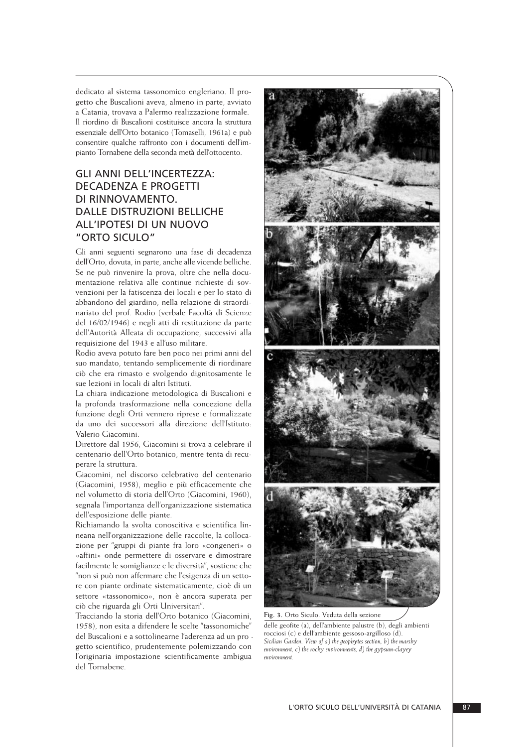dedicato al sistema tassonomico engleriano. Il progetto che Buscalioni aveva, almeno in parte, avviato a Catania, trovava a Palermo realizzazione formale. Il riordino di Buscalioni costituisce ancora la struttura essenziale dell'Orto botanico (Tomaselli, 1961a) e può consentire qualche raffronto con i documenti dell'impianto Tornabene della seconda metà dell'ottocento.

## GLI ANNI DELL'INCERTEZZA: DECADENZA E PROGETTI DI RINNOVAMENTO. DALLE DISTRUZIONI BELLICHE ALL'IPOTESI DI UN NUOVO "ORTO SICULO"

Gli anni seguenti segnarono una fase di decadenza dell'Orto, dovuta, in parte, anche alle vicende belliche. Se ne può rinvenire la prova, oltre che nella documentazione relativa alle continue richieste di sovvenzioni per la fatiscenza dei locali e per lo stato di abbandono del giardino, nella relazione di straordinariato del prof. Rodio (verbale Facoltà di Scienze del 16/02/1946) e negli atti di restituzione da parte dell'Autorità Alleata di occupazione, successivi alla requisizione del 1943 e all'uso militare.

Rodio aveva potuto fare ben poco nei primi anni del suo mandato, tentando semplicemente di riordinare ciò che era rimasto e svolgendo dignitosamente le sue lezioni in locali di altri Istituti.

La chiara indicazione metodologica di Buscalioni e la profonda trasformazione nella concezione della funzione degli Orti vennero riprese e formalizzate da uno dei successori alla direzione dell'Istituto: Valerio Giacomini.

Direttore dal 1956, Giacomini si trova a celebrare il centenario dell'Orto botanico, mentre tenta di recuperare la struttura.

Giacomini, nel discorso celebrativo del centenario (Giacomini, 1958), meglio e più efficacemente che nel volumetto di storia dell'Orto (Giacomini, 1960), segnala l'importanza dell'organizzazione sistematica dell'esposizione delle piante.

Richiamando la svolta conoscitiva e scientifica linneana nell'organizzazione delle raccolte, la collocazione per "gruppi di piante fra loro «congeneri» o «affini» onde permettere di osservare e dimostrare facilmente le somiglianze e le diversità", sostiene che "non si può non affermare che l'esigenza di un settore con piante ordinate sistematicamente, cioè di un settore «tassonomico», non è ancora superata per ciò che riguarda gli Orti Universitari".

Tracciando la storia dell'Orto botanico (Giacomini, 1958), non esita a difendere le scelte "tassonomiche" del Buscalioni e a sottolinearne l'aderenza ad un progetto scientifico, prudentemente polemizzando con l'originaria impostazione scientificamente ambigua del Tornabene.

**Fig. 3.** Orto Siculo. Veduta della sezione delle geofite (a), dell'ambiente palustre (b), degli ambienti rocciosi (c) e dell'ambiente gessoso-argilloso (d).
*Sicilian Garden. View of a) the geophytes section, b) the marshy environment, c) the rocky environments, d) the gypsum-clayey environment.*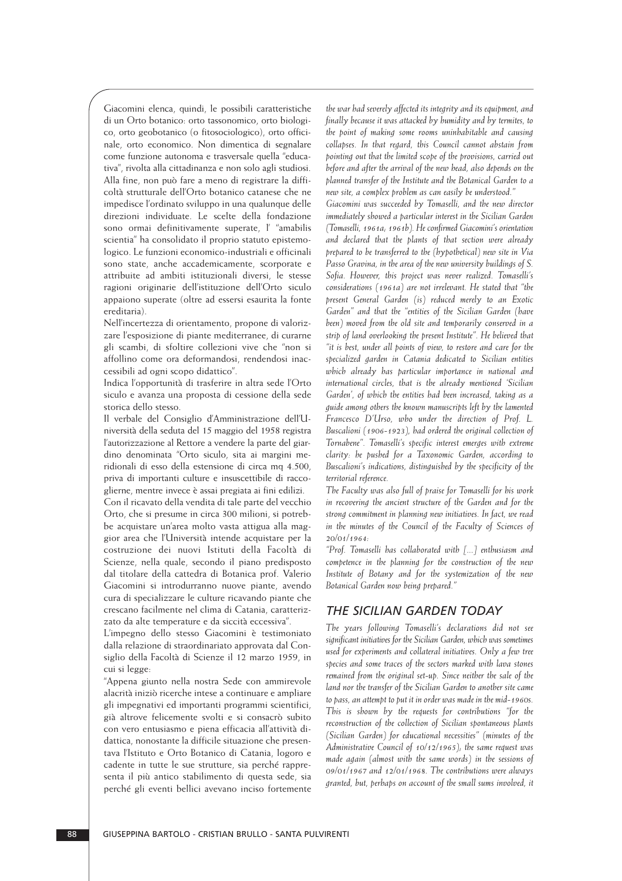Giacomini elenca, quindi, le possibili caratteristiche di un Orto botanico: orto tassonomico, orto biologico, orto geobotanico (o fitosociologico), orto officinale, orto economico. Non dimentica di segnalare come funzione autonoma e trasversale quella "educativa", rivolta alla cittadinanza e non solo agli studiosi. Alla fine, non può fare a meno di registrare la difficoltà strutturale dell'Orto botanico catanese che ne impedisce l'ordinato sviluppo in una qualunque delle direzioni individuate. Le scelte della fondazione sono ormai definitivamente superate, l' "amabilis scientia" ha consolidato il proprio statuto epistemologico. Le funzioni economico-industriali e officinali sono state, anche accademicamente, scorporate e attribuite ad ambiti istituzionali diversi, le stesse ragioni originarie dell'istituzione dell'Orto siculo appaiono superate (oltre ad essersi esaurita la fonte ereditaria).

Nell'incertezza di orientamento, propone di valorizzare l'esposizione di piante mediterranee, di curarne gli scambi, di sfoltire collezioni vive che "non si affollino come ora deformandosi, rendendosi inaccessibili ad ogni scopo didattico".

Indica l'opportunità di trasferire in altra sede l'Orto siculo e avanza una proposta di cessione della sede storica dello stesso.

Il verbale del Consiglio d'Amministrazione dell'Università della seduta del 15 maggio del 1958 registra l'autorizzazione al Rettore a vendere la parte del giardino denominata "Orto siculo, sita ai margini meridionali di esso della estensione di circa mq 4.500, priva di importanti culture e insuscettibile di raccoglierne, mentre invece è assai pregiata ai fini edilizi.

Con il ricavato della vendita di tale parte del vecchio Orto, che si presume in circa 300 milioni, si potrebbe acquistare un'area molto vasta attigua alla maggior area che l'Università intende acquistare per la costruzione dei nuovi Istituti della Facoltà di Scienze, nella quale, secondo il piano predisposto dal titolare della cattedra di Botanica prof. Valerio Giacomini si introdurranno nuove piante, avendo cura di specializzare le culture ricavando piante che crescano facilmente nel clima di Catania, caratterizzato da alte temperature e da siccità eccessiva".

L'impegno dello stesso Giacomini è testimoniato dalla relazione di straordinariato approvata dal Consiglio della Facoltà di Scienze il 12 marzo 1959, in cui si legge:

"Appena giunto nella nostra Sede con ammirevole alacrità iniziò ricerche intese a continuare e ampliare gli impegnativi ed importanti programmi scientifici, già altrove felicemente svolti e si consacrò subito con vero entusiasmo e piena efficacia all'attività didattica, nonostante la difficile situazione che presentava l'Istituto e Orto Botanico di Catania, logoro e cadente in tutte le sue strutture, sia perché rappresenta il più antico stabilimento di questa sede, sia perché gli eventi bellici avevano inciso fortemente

*the war had severely affected its integrity and its equipment, and finally because it was attacked by humidity and by termites, to the point of making some rooms uninhabitable and causing collapses. In that regard, this Council cannot abstain from pointing out that the limited scope of the provisions, carried out before and after the arrival of the new head, also depends on the planned transfer of the Institute and the Botanical Garden to a new site, a complex problem as can easily be understood."*

*Giacomini was succeeded by Tomaselli, and the new director immediately showed a particular interest in the Sicilian Garden (Tomaselli, 1961a; 1961b). He confirmed Giacomini's orientation and declared that the plants of that section were already prepared to be transferred to the (hypothetical) new site in Via Passo Gravina, in the area of the new university buildings of S. Sofia. However, this project was never realized. Tomaselli's considerations (1961a) are not irrelevant. He stated that "the present General Garden (is) reduced merely to an Exotic Garden" and that the "entities of the Sicilian Garden (have been) moved from the old site and temporarily conserved in a strip of land overlooking the present Institute". He believed that "it is best, under all points of view, to restore and care for the specialized garden in Catania dedicated to Sicilian entities which already has particular importance in national and international circles, that is the already mentioned 'Sicilian Garden', of which the entities had been increased, taking as a guide among others the known manuscripts left by the lamented Francesco D'Urso, who under the direction of Prof. L. Buscalioni (1906-1923), had ordered the original collection of Tornabene". Tomaselli's specific interest emerges with extreme clarity: he pushed for a Taxonomic Garden, according to Buscalioni's indications, distinguished by the specificity of the territorial reference.*

*The Faculty was also full of praise for Tomaselli for his work in recovering the ancient structure of the Garden and for the strong commitment in planning new initiatives. In fact, we read in the minutes of the Council of the Faculty of Sciences of 20/01/1964:*

*"Prof. Tomaselli has collaborated with [...] enthusiasm and competence in the planning for the construction of the new Institute of Botany and for the systemization of the new Botanical Garden now being prepared."*

## THE SICILIAN GARDEN TODAY

*The years following Tomaselli's declarations did not see significant initiatives for the Sicilian Garden, which was sometimes used for experiments and collateral initiatives. Only a few tree species and some traces of the sectors marked with lava stones remained from the original set-up. Since neither the sale of the land nor the transfer of the Sicilian Garden to another site came to pass, an attempt to put it in order was made in the mid-1960s. This is shown by the requests for contributions "for the reconstruction of the collection of Sicilian spontaneous plants (Sicilian Garden) for educational necessities" (minutes of the Administrative Council of 10/12/1965); the same request was made again (almost with the same words) in the sessions of 09/01/1967 and 12/01/1968. The contributions were always granted, but, perhaps on account of the small sums involved, it*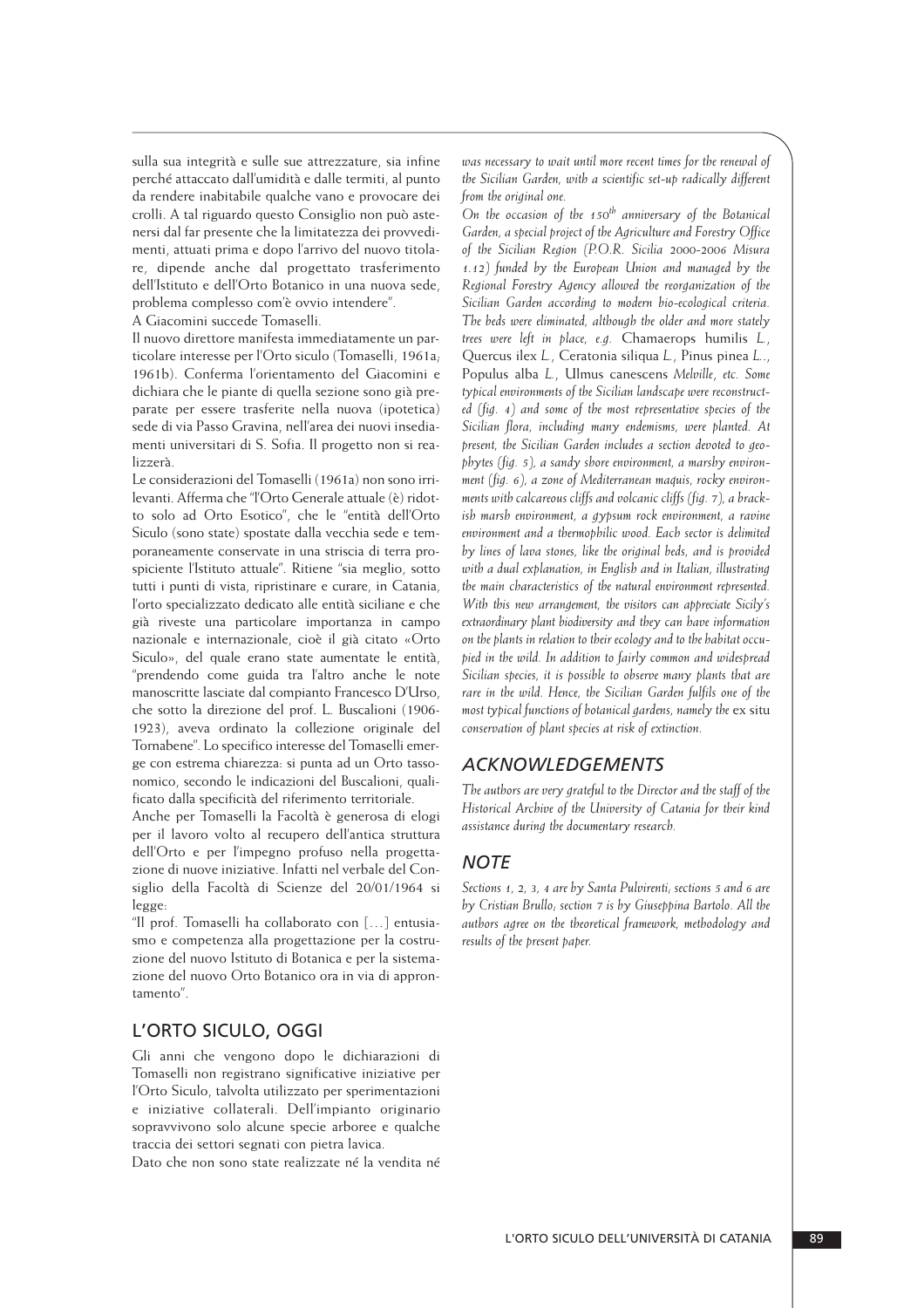sulla sua integrità e sulle sue attrezzature, sia infine perché attaccato dall'umidità e dalle termiti, al punto da rendere inabitabile qualche vano e provocare dei crolli. A tal riguardo questo Consiglio non può astenersi dal far presente che la limitatezza dei provvedimenti, attuati prima e dopo l'arrivo del nuovo titolare, dipende anche dal progettato trasferimento dell'Istituto e dell'Orto Botanico in una nuova sede, problema complesso com'è ovvio intendere".

A Giacomini succede Tomaselli.

Il nuovo direttore manifesta immediatamente un particolare interesse per l'Orto siculo (Tomaselli, 1961a; 1961b). Conferma l'orientamento del Giacomini e dichiara che le piante di quella sezione sono già preparate per essere trasferite nella nuova (ipotetica) sede di via Passo Gravina, nell'area dei nuovi insediamenti universitari di S. Sofia. Il progetto non si realizzerà.

Le considerazioni del Tomaselli (1961a) non sono irrilevanti. Afferma che "l'Orto Generale attuale (è) ridotto solo ad Orto Esotico", che le "entità dell'Orto Siculo (sono state) spostate dalla vecchia sede e temporaneamente conservate in una striscia di terra prospiciente l'Istituto attuale". Ritiene "sia meglio, sotto tutti i punti di vista, ripristinare e curare, in Catania, l'orto specializzato dedicato alle entità siciliane e che già riveste una particolare importanza in campo nazionale e internazionale, cioè il già citato «Orto Siculo», del quale erano state aumentate le entità, "prendendo come guida tra l'altro anche le note manoscritte lasciate dal compianto Francesco D'Urso, che sotto la direzione del prof. L. Buscalioni (1906-1923), aveva ordinato la collezione originale del Tornabene". Lo specifico interesse del Tomaselli emerge con estrema chiarezza: si punta ad un Orto tassonomico, secondo le indicazioni del Buscalioni, qualificato dalla specificità del riferimento territoriale.

Anche per Tomaselli la Facoltà è generosa di elogi per il lavoro volto al recupero dell'antica struttura dell'Orto e per l'impegno profuso nella progettazione di nuove iniziative. Infatti nel verbale del Consiglio della Facoltà di Scienze del 20/01/1964 si legge:

"Il prof. Tomaselli ha collaborato con [...] entusiasmo e competenza alla progettazione per la costruzione del nuovo Istituto di Botanica e per la sistemazione del nuovo Orto Botanico ora in via di approntamento".

## L'ORTO SICULO, OGGI

Gli anni che vengono dopo le dichiarazioni di Tomaselli non registrano significative iniziative per l'Orto Siculo, talvolta utilizzato per sperimentazioni e iniziative collaterali. Dell'impianto originario sopravvivono solo alcune specie arboree e qualche traccia dei settori segnati con pietra lavica.

Dato che non sono state realizzate né la vendita né

*was necessary to wait until more recent times for the renewal of the Sicilian Garden, with a scientific set-up radically different from the original one.*

*On the occasion of the 150th anniversary of the Botanical Garden, a special project of the Agriculture and Forestry Office of the Sicilian Region (P.O.R. Sicilia 2000-2006 Misura 1.12) funded by the European Union and managed by the Regional Forestry Agency allowed the reorganization of the Sicilian Garden according to modern bio-ecological criteria. The beds were eliminated, although the older and more stately trees were left in place, e.g.* Chamaerops humilis *L.,* Quercus ilex *L.,* Ceratonia siliqua *L.,* Pinus pinea *L..,* Populus alba *L.,* Ulmus canescens *Melville, etc. Some typical environments of the Sicilian landscape were reconstructed (fig. 4) and some of the most representative species of the Sicilian flora, including many endemisms, were planted. At present, the Sicilian Garden includes a section devoted to geophytes (fig. 5), a sandy shore environment, a marshy environment (fig. 6), a zone of Mediterranean maquis, rocky environments with calcareous cliffs and volcanic cliffs (fig. 7), a brackish marsh environment, a gypsum rock environment, a ravine environment and a thermophilic wood. Each sector is delimited by lines of lava stones, like the original beds, and is provided with a dual explanation, in English and in Italian, illustrating the main characteristics of the natural environment represented. With this new arrangement, the visitors can appreciate Sicily's extraordinary plant biodiversity and they can have information on the plants in relation to their ecology and to the habitat occupied in the wild. In addition to fairly common and widespread Sicilian species, it is possible to observe many plants that are rare in the wild. Hence, the Sicilian Garden fulfils one of the most typical functions of botanical gardens, namely the* ex situ *conservation of plant species at risk of extinction.*

## ACKNOWLEDGEMENTS

*The authors are very grateful to the Director and the staff of the Historical Archive of the University of Catania for their kind assistance during the documentary research.*

## NOTE

*Sections 1, 2, 3, 4 are by Santa Pulvirenti; sections 5 and 6 are by Cristian Brullo; section 7 is by Giuseppina Bartolo. All the authors agree on the theoretical framework, methodology and results of the present paper.*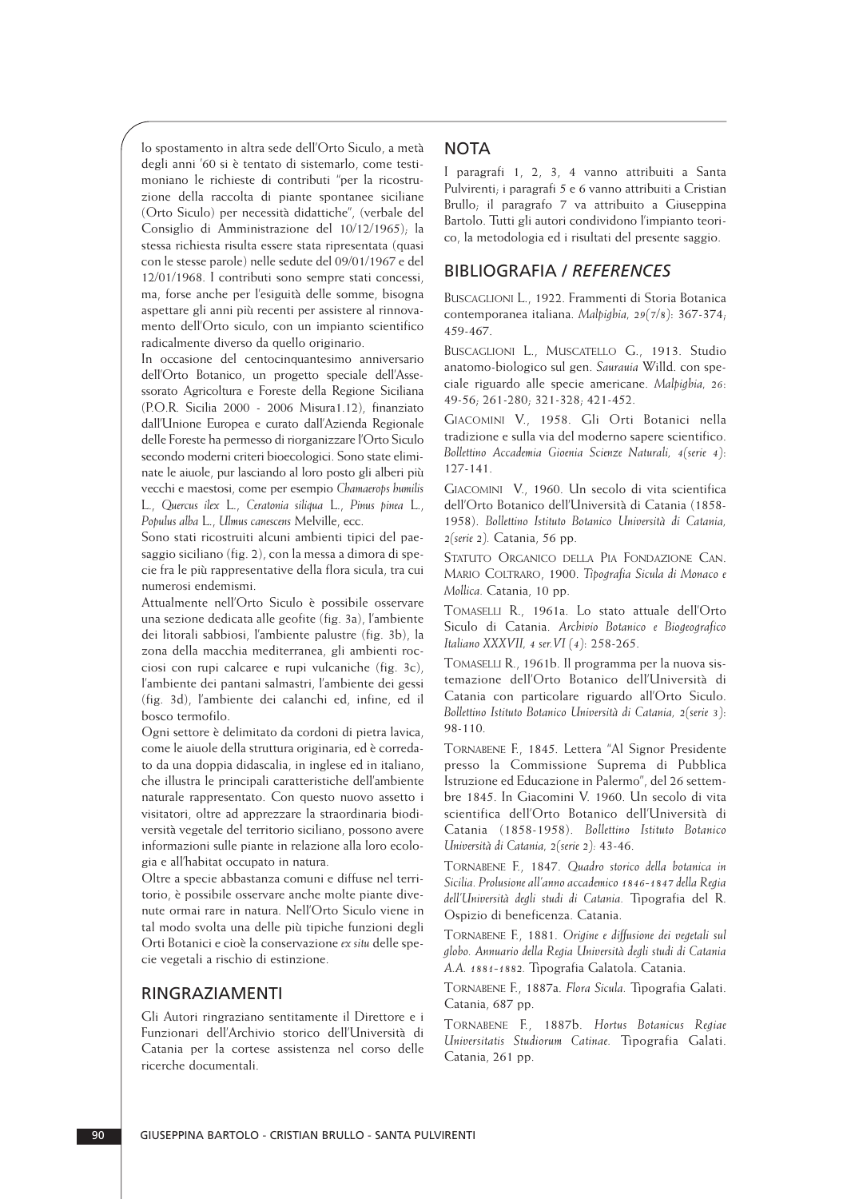lo spostamento in altra sede dell'Orto Siculo, a metà degli anni '60 si è tentato di sistemarlo, come testimoniano le richieste di contributi "per la ricostruzione della raccolta di piante spontanee siciliane (Orto Siculo) per necessità didattiche", (verbale del Consiglio di Amministrazione del 10/12/1965); la stessa richiesta risulta essere stata ripresentata (quasi con le stesse parole) nelle sedute del 09/01/1967 e del 12/01/1968. I contributi sono sempre stati concessi, ma, forse anche per l'esiguità delle somme, bisogna aspettare gli anni più recenti per assistere al rinnovamento dell'Orto siculo, con un impianto scientifico radicalmente diverso da quello originario.

In occasione del centocinquantesimo anniversario dell'Orto Botanico, un progetto speciale dell'Assessorato Agricoltura e Foreste della Regione Siciliana (P.O.R. Sicilia 2000 - 2006 Misura1.12), finanziato dall'Unione Europea e curato dall'Azienda Regionale delle Foreste ha permesso di riorganizzare l'Orto Siculo secondo moderni criteri bioecologici. Sono state eliminate le aiuole, pur lasciando al loro posto gli alberi più vecchi e maestosi, come per esempio *Chamaerops humilis* L., *Quercus ilex* L., *Ceratonia siliqua* L., *Pinus pinea* L., *Populus alba* L., *Ulmus canescens* Melville, ecc.

Sono stati ricostruiti alcuni ambienti tipici del paesaggio siciliano (fig. 2), con la messa a dimora di specie fra le più rappresentative della flora sicula, tra cui numerosi endemismi.

Attualmente nell'Orto Siculo è possibile osservare una sezione dedicata alle geofite (fig. 3a), l'ambiente dei litorali sabbiosi, l'ambiente palustre (fig. 3b), la zona della macchia mediterranea, gli ambienti rocciosi con rupi calcaree e rupi vulcaniche (fig. 3c), l'ambiente dei pantani salmastri, l'ambiente dei gessi (fig. 3d), l'ambiente dei calanchi ed, infine, ed il bosco termofilo.

Ogni settore è delimitato da cordoni di pietra lavica, come le aiuole della struttura originaria, ed è corredato da una doppia didascalia, in inglese ed in italiano, che illustra le principali caratteristiche dell'ambiente naturale rappresentato. Con questo nuovo assetto i visitatori, oltre ad apprezzare la straordinaria biodiversità vegetale del territorio siciliano, possono avere informazioni sulle piante in relazione alla loro ecologia e all'habitat occupato in natura.

Oltre a specie abbastanza comuni e diffuse nel territorio, è possibile osservare anche molte piante divenute ormai rare in natura. Nell'Orto Siculo viene in tal modo svolta una delle più tipiche funzioni degli Orti Botanici e cioè la conservazione *ex situ* delle specie vegetali a rischio di estinzione.

## RINGRAZIAMENTI

Gli Autori ringraziano sentitamente il Direttore e i Funzionari dell'Archivio storico dell'Università di Catania per la cortese assistenza nel corso delle ricerche documentali.

## NOTA

I paragrafi 1, 2, 3, 4 vanno attribuiti a Santa Pulvirenti; i paragrafi 5 e 6 vanno attribuiti a Cristian Brullo; il paragrafo 7 va attribuito a Giuseppina Bartolo. Tutti gli autori condividono l'impianto teorico, la metodologia ed i risultati del presente saggio.

## BIBLIOGRAFIA / *REFERENCES*

BUSCAGLIONI L., 1922. Frammenti di Storia Botanica contemporanea italiana. *Malpighia*, 29(7/8): 367-374; 459-467.

BUSCAGLIONI L., MUSCATELLO G., 1913. Studio anatomo-biologico sul gen. *Saurauia* Willd. con speciale riguardo alle specie americane. *Malpighia*, 26: 49-56; 261-280; 321-328; 421-452.

GIACOMINI V., 1958. Gli Orti Botanici nella tradizione e sulla via del moderno sapere scientifico. *Bollettino Accademia Gioenia Scienze Naturali, 4(serie 4)*: 127-141.

GIACOMINI V., 1960. Un secolo di vita scientifica dell'Orto Botanico dell'Università di Catania (1858-1958). *Bollettino Istituto Botanico Università di Catania, 2(serie 2).* Catania, 56 pp.

STATUTO ORGANICO DELLA PIA FONDAZIONE CAN. MARIO COLTRARO, 1900. *Tipografia Sicula di Monaco e Mollica.* Catania, 10 pp.

TOMASELLI R., 1961a. Lo stato attuale dell'Orto Siculo di Catania. *Archivio Botanico e Biogeografico Italiano XXXVII, 4 ser.VI (4)*: 258-265.

TOMASELLI R., 1961b. Il programma per la nuova sistemazione dell'Orto Botanico dell'Università di Catania con particolare riguardo all'Orto Siculo. *Bollettino Istituto Botanico Università di Catania, 2(serie 3)*: 98-110.

TORNABENE F., 1845. Lettera "Al Signor Presidente presso la Commissione Suprema di Pubblica Istruzione ed Educazione in Palermo", del 26 settembre 1845. In Giacomini V. 1960. Un secolo di vita scientifica dell'Orto Botanico dell'Università di Catania (1858-1958). *Bollettino Istituto Botanico Università di Catania, 2(serie 2)*: 43-46.

TORNABENE F., 1847. *Quadro storico della botanica in Sicilia. Prolusione all'anno accademico 1846-1847 della Regia dell'Università degli studi di Catania.* Tipografia del R. Ospizio di beneficenza. Catania.

TORNABENE F., 1881. *Origine e diffusione dei vegetali sul globo. Annuario della Regia Università degli studi di Catania A.A. 1881-1882.* Tipografia Galatola. Catania.

TORNABENE F., 1887a. *Flora Sicula.* Tipografia Galati. Catania, 687 pp.

TORNABENE F., 1887b. *Hortus Botanicus Regiae Universitatis Studiorum Catinae.* Tipografia Galati. Catania, 261 pp.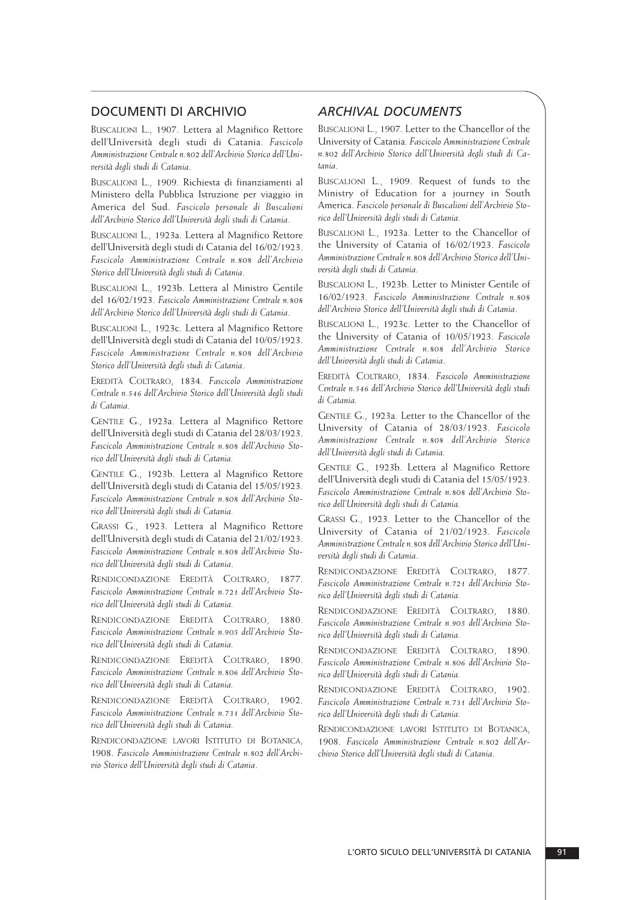## DOCUMENTI DI ARCHIVIO

BUSCALIONI L., 1907. Lettera al Magnifico Rettore dell'Università degli studi di Catania. *Fascicolo Amministrazione Centrale n.802 dell'Archivio Storico dell'Università degli studi di Catania*.

BUSCALIONI L., 1909. Richiesta di finanziamenti al Ministero della Pubblica Istruzione per viaggio in America del Sud. *Fascicolo personale di Buscalioni dell'Archivio Storico dell'Università degli studi di Catania.*

BUSCALIONI L., 1923a. Lettera al Magnifico Rettore dell'Università degli studi di Catania del 16/02/1923. *Fascicolo Amministrazione Centrale n.808 dell'Archivio Storico dell'Università degli studi di Catania.*

BUSCALIONI L., 1923b. Lettera al Ministro Gentile del 16/02/1923. *Fascicolo Amministrazione Centrale n.808 dell'Archivio Storico dell'Università degli studi di Catania*.

BUSCALIONI L., 1923c. Lettera al Magnifico Rettore dell'Università degli studi di Catania del 10/05/1923. *Fascicolo Amministrazione Centrale n.808 dell'Archivio Storico dell'Università degli studi di Catania*.

EREDITÀ COLTRARO, 1834. *Fascicolo Amministrazione Centrale n.546 dell'Archivio Storico dell'Università degli studi di Catania.*

GENTILE G., 1923a. Lettera al Magnifico Rettore dell'Università degli studi di Catania del 28/03/1923. *Fascicolo Amministrazione Centrale n.808 dell'Archivio Storico dell'Università degli studi di Catania.*

GENTILE G., 1923b. Lettera al Magnifico Rettore dell'Università degli studi di Catania del 15/05/1923. *Fascicolo Amministrazione Centrale n.808 dell'Archivio Storico dell'Università degli studi di Catania.*

GRASSI G., 1923. Lettera al Magnifico Rettore dell'Università degli studi di Catania del 21/02/1923. *Fascicolo Amministrazione Centrale n.808 dell'Archivio Storico dell'Università degli studi di Catania*.

RENDICONDAZIONE EREDITÀ COLTRARO, 1877. *Fascicolo Amministrazione Centrale n.721 dell'Archivio Storico dell'Università degli studi di Catania.*

RENDICONDAZIONE EREDITÀ COLTRARO, 1880. *Fascicolo Amministrazione Centrale n.905 dell'Archivio Storico dell'Università degli studi di Catania.*

RENDICONDAZIONE EREDITÀ COLTRARO, 1890. *Fascicolo Amministrazione Centrale n.806 dell'Archivio Storico dell'Università degli studi di Catania.*

RENDICONDAZIONE EREDITÀ COLTRARO, 1902. *Fascicolo Amministrazione Centrale n.731 dell'Archivio Storico dell'Università degli studi di Catania.*

RENDICONDAZIONE LAVORI ISTITUTO DI BOTANICA, 1908. *Fascicolo Amministrazione Centrale n.802 dell'Archivio Storico dell'Università degli studi di Catania*.

## *ARCHIVAL DOCUMENTS*

BUSCALIONI L., 1907. Letter to the Chancellor of the University of Catania. *Fascicolo Amministrazione Centrale n.802 dell'Archivio Storico dell'Università degli studi di Catania*.

BUSCALIONI L., 1909. Request of funds to the Ministry of Education for a journey in South America. *Fascicolo personale di Buscalioni dell'Archivio Storico dell'Università degli studi di Catania.*

BUSCALIONI L., 1923a. Letter to the Chancellor of the University of Catania of 16/02/1923. *Fascicolo Amministrazione Centrale n.808 dell'Archivio Storico dell'Università degli studi di Catania.*

BUSCALIONI L., 1923b. Letter to Minister Gentile of 16/02/1923. *Fascicolo Amministrazione Centrale n.808 dell'Archivio Storico dell'Università degli studi di Catania*.

BUSCALIONI L., 1923c. Letter to the Chancellor of the University of Catania of 10/05/1923. *Fascicolo Amministrazione Centrale n.808 dell'Archivio Storico dell'Università degli studi di Catania*.

EREDITÀ COLTRARO, 1834. *Fascicolo Amministrazione Centrale n.546 dell'Archivio Storico dell'Università degli studi di Catania.*

GENTILE G., 1923a. Letter to the Chancellor of the University of Catania of 28/03/1923. *Fascicolo Amministrazione Centrale n.808 dell'Archivio Storico dell'Università degli studi di Catania.*

GENTILE G., 1923b. Lettera al Magnifico Rettore dell'Università degli studi di Catania del 15/05/1923. *Fascicolo Amministrazione Centrale n.808 dell'Archivio Storico dell'Università degli studi di Catania.*

GRASSI G., 1923. Letter to the Chancellor of the University of Catania of 21/02/1923. *Fascicolo Amministrazione Centrale n.808 dell'Archivio Storico dell'Università degli studi di Catania*.

RENDICONDAZIONE EREDITÀ COLTRARO, 1877. *Fascicolo Amministrazione Centrale n.721 dell'Archivio Storico dell'Università degli studi di Catania.*

RENDICONDAZIONE EREDITÀ COLTRARO, 1880. *Fascicolo Amministrazione Centrale n.905 dell'Archivio Storico dell'Università degli studi di Catania.*

RENDICONDAZIONE EREDITÀ COLTRARO, 1890. *Fascicolo Amministrazione Centrale n.806 dell'Archivio Storico dell'Università degli studi di Catania.*

RENDICONDAZIONE EREDITÀ COLTRARO, 1902. *Fascicolo Amministrazione Centrale n.731 dell'Archivio Storico dell'Università degli studi di Catania.*

RENDICONDAZIONE LAVORI ISTITUTO DI BOTANICA, 1908. *Fascicolo Amministrazione Centrale n.802 dell'Archivio Storico dell'Università degli studi di Catania*.